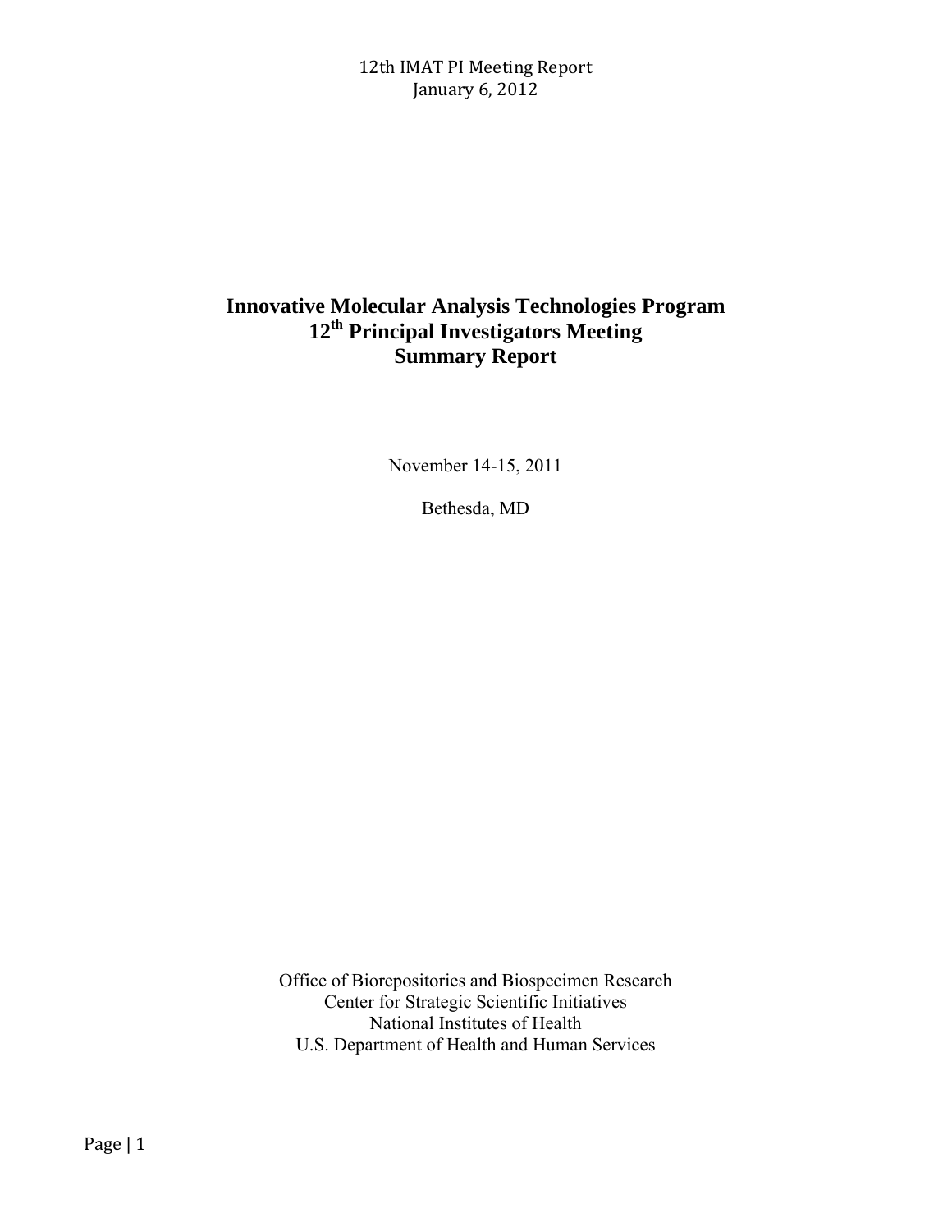# Innovative Molecular Analysis Technologies Program
# 12th Principal Investigators Meeting
# Summary Report

November 14-15, 2011

Bethesda, MD

Office of Biorepositories and Biospecimen Research
Center for Strategic Scientific Initiatives
National Institutes of Health
U.S. Department of Health and Human Services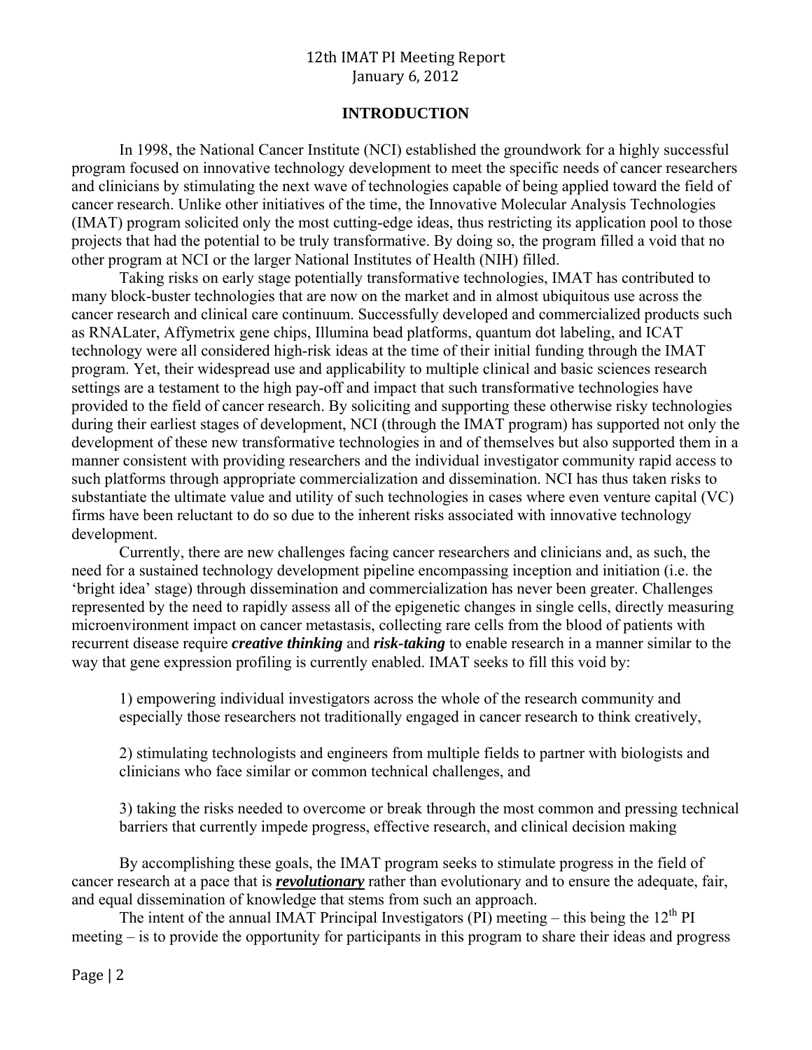## INTRODUCTION

In 1998, the National Cancer Institute (NCI) established the groundwork for a highly successful program focused on innovative technology development to meet the specific needs of cancer researchers and clinicians by stimulating the next wave of technologies capable of being applied toward the field of cancer research. Unlike other initiatives of the time, the Innovative Molecular Analysis Technologies (IMAT) program solicited only the most cutting-edge ideas, thus restricting its application pool to those projects that had the potential to be truly transformative. By doing so, the program filled a void that no other program at NCI or the larger National Institutes of Health (NIH) filled.

Taking risks on early stage potentially transformative technologies, IMAT has contributed to many block-buster technologies that are now on the market and in almost ubiquitous use across the cancer research and clinical care continuum. Successfully developed and commercialized products such as RNALater, Affymetrix gene chips, Illumina bead platforms, quantum dot labeling, and ICAT technology were all considered high-risk ideas at the time of their initial funding through the IMAT program. Yet, their widespread use and applicability to multiple clinical and basic sciences research settings are a testament to the high pay-off and impact that such transformative technologies have provided to the field of cancer research. By soliciting and supporting these otherwise risky technologies during their earliest stages of development, NCI (through the IMAT program) has supported not only the development of these new transformative technologies in and of themselves but also supported them in a manner consistent with providing researchers and the individual investigator community rapid access to such platforms through appropriate commercialization and dissemination. NCI has thus taken risks to substantiate the ultimate value and utility of such technologies in cases where even venture capital (VC) firms have been reluctant to do so due to the inherent risks associated with innovative technology development.

Currently, there are new challenges facing cancer researchers and clinicians and, as such, the need for a sustained technology development pipeline encompassing inception and initiation (i.e. the 'bright idea' stage) through dissemination and commercialization has never been greater. Challenges represented by the need to rapidly assess all of the epigenetic changes in single cells, directly measuring microenvironment impact on cancer metastasis, collecting rare cells from the blood of patients with recurrent disease require ***creative thinking*** and ***risk-taking*** to enable research in a manner similar to the way that gene expression profiling is currently enabled. IMAT seeks to fill this void by:

1) empowering individual investigators across the whole of the research community and especially those researchers not traditionally engaged in cancer research to think creatively,

2) stimulating technologists and engineers from multiple fields to partner with biologists and clinicians who face similar or common technical challenges, and

3) taking the risks needed to overcome or break through the most common and pressing technical barriers that currently impede progress, effective research, and clinical decision making

By accomplishing these goals, the IMAT program seeks to stimulate progress in the field of cancer research at a pace that is ***revolutionary*** rather than evolutionary and to ensure the adequate, fair, and equal dissemination of knowledge that stems from such an approach.

The intent of the annual IMAT Principal Investigators (PI) meeting – this being the 12th PI meeting – is to provide the opportunity for participants in this program to share their ideas and progress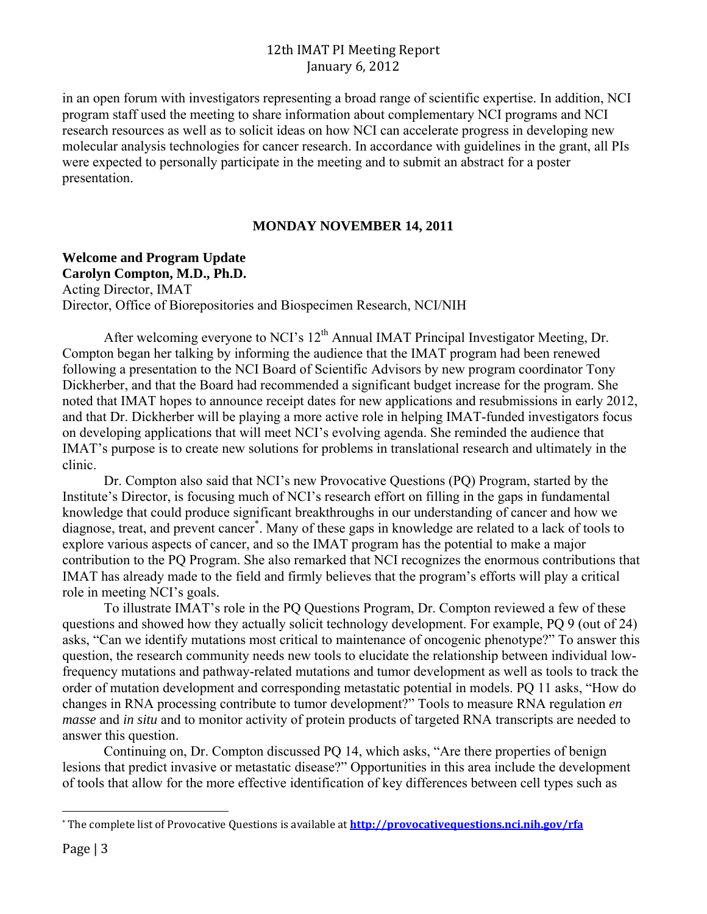in an open forum with investigators representing a broad range of scientific expertise. In addition, NCI program staff used the meeting to share information about complementary NCI programs and NCI research resources as well as to solicit ideas on how NCI can accelerate progress in developing new molecular analysis technologies for cancer research. In accordance with guidelines in the grant, all PIs were expected to personally participate in the meeting and to submit an abstract for a poster presentation.

## MONDAY NOVEMBER 14, 2011

**Welcome and Program Update**
**Carolyn Compton, M.D., Ph.D.**
Acting Director, IMAT
Director, Office of Biorepositories and Biospecimen Research, NCI/NIH

After welcoming everyone to NCI's 12th Annual IMAT Principal Investigator Meeting, Dr. Compton began her talking by informing the audience that the IMAT program had been renewed following a presentation to the NCI Board of Scientific Advisors by new program coordinator Tony Dickherber, and that the Board had recommended a significant budget increase for the program. She noted that IMAT hopes to announce receipt dates for new applications and resubmissions in early 2012, and that Dr. Dickherber will be playing a more active role in helping IMAT-funded investigators focus on developing applications that will meet NCI's evolving agenda. She reminded the audience that IMAT's purpose is to create new solutions for problems in translational research and ultimately in the clinic.

Dr. Compton also said that NCI's new Provocative Questions (PQ) Program, started by the Institute's Director, is focusing much of NCI's research effort on filling in the gaps in fundamental knowledge that could produce significant breakthroughs in our understanding of cancer and how we diagnose, treat, and prevent cancer*. Many of these gaps in knowledge are related to a lack of tools to explore various aspects of cancer, and so the IMAT program has the potential to make a major contribution to the PQ Program. She also remarked that NCI recognizes the enormous contributions that IMAT has already made to the field and firmly believes that the program's efforts will play a critical role in meeting NCI's goals.

To illustrate IMAT's role in the PQ Questions Program, Dr. Compton reviewed a few of these questions and showed how they actually solicit technology development. For example, PQ 9 (out of 24) asks, "Can we identify mutations most critical to maintenance of oncogenic phenotype?" To answer this question, the research community needs new tools to elucidate the relationship between individual low-frequency mutations and pathway-related mutations and tumor development as well as tools to track the order of mutation development and corresponding metastatic potential in models. PQ 11 asks, "How do changes in RNA processing contribute to tumor development?" Tools to measure RNA regulation *en masse* and *in situ* and to monitor activity of protein products of targeted RNA transcripts are needed to answer this question.

Continuing on, Dr. Compton discussed PQ 14, which asks, "Are there properties of benign lesions that predict invasive or metastatic disease?" Opportunities in this area include the development of tools that allow for the more effective identification of key differences between cell types such as

---

* The complete list of Provocative Questions is available at **http://provocativequestions.nci.nih.gov/rfa**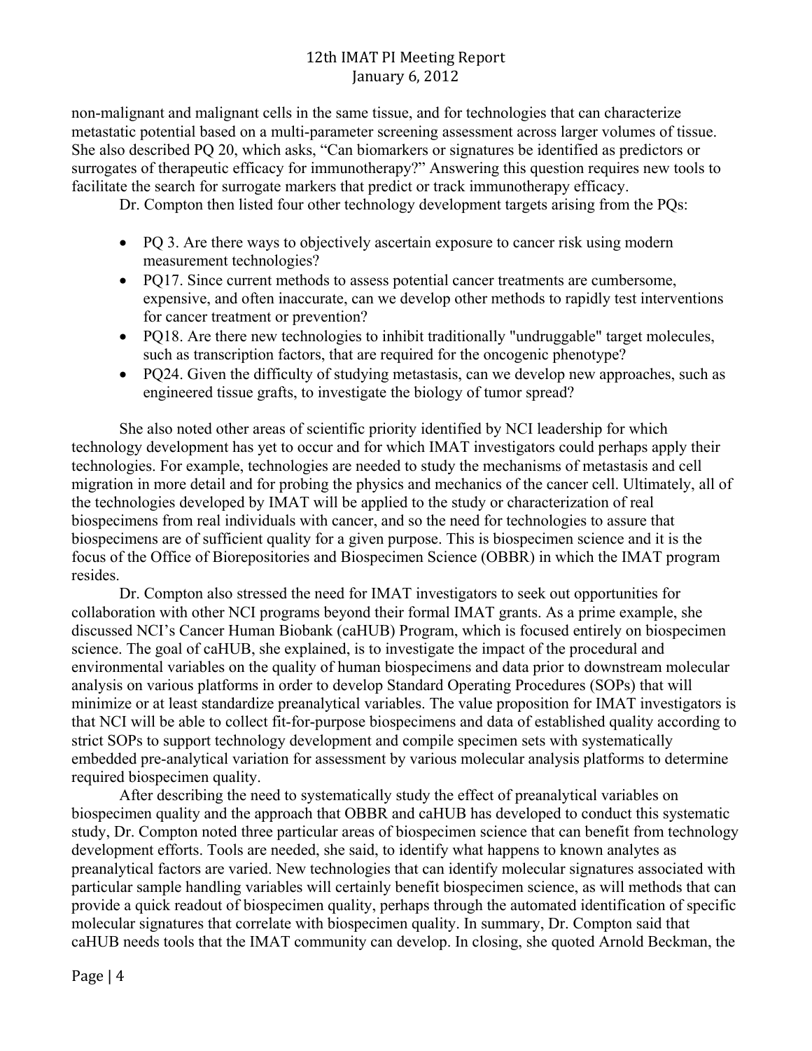non-malignant and malignant cells in the same tissue, and for technologies that can characterize metastatic potential based on a multi-parameter screening assessment across larger volumes of tissue. She also described PQ 20, which asks, "Can biomarkers or signatures be identified as predictors or surrogates of therapeutic efficacy for immunotherapy?" Answering this question requires new tools to facilitate the search for surrogate markers that predict or track immunotherapy efficacy.

Dr. Compton then listed four other technology development targets arising from the PQs:

- PQ 3. Are there ways to objectively ascertain exposure to cancer risk using modern measurement technologies?
- PQ17. Since current methods to assess potential cancer treatments are cumbersome, expensive, and often inaccurate, can we develop other methods to rapidly test interventions for cancer treatment or prevention?
- PQ18. Are there new technologies to inhibit traditionally "undruggable" target molecules, such as transcription factors, that are required for the oncogenic phenotype?
- PQ24. Given the difficulty of studying metastasis, can we develop new approaches, such as engineered tissue grafts, to investigate the biology of tumor spread?

She also noted other areas of scientific priority identified by NCI leadership for which technology development has yet to occur and for which IMAT investigators could perhaps apply their technologies. For example, technologies are needed to study the mechanisms of metastasis and cell migration in more detail and for probing the physics and mechanics of the cancer cell. Ultimately, all of the technologies developed by IMAT will be applied to the study or characterization of real biospecimens from real individuals with cancer, and so the need for technologies to assure that biospecimens are of sufficient quality for a given purpose. This is biospecimen science and it is the focus of the Office of Biorepositories and Biospecimen Science (OBBR) in which the IMAT program resides.

Dr. Compton also stressed the need for IMAT investigators to seek out opportunities for collaboration with other NCI programs beyond their formal IMAT grants. As a prime example, she discussed NCI's Cancer Human Biobank (caHUB) Program, which is focused entirely on biospecimen science. The goal of caHUB, she explained, is to investigate the impact of the procedural and environmental variables on the quality of human biospecimens and data prior to downstream molecular analysis on various platforms in order to develop Standard Operating Procedures (SOPs) that will minimize or at least standardize preanalytical variables. The value proposition for IMAT investigators is that NCI will be able to collect fit-for-purpose biospecimens and data of established quality according to strict SOPs to support technology development and compile specimen sets with systematically embedded pre-analytical variation for assessment by various molecular analysis platforms to determine required biospecimen quality.

After describing the need to systematically study the effect of preanalytical variables on biospecimen quality and the approach that OBBR and caHUB has developed to conduct this systematic study, Dr. Compton noted three particular areas of biospecimen science that can benefit from technology development efforts. Tools are needed, she said, to identify what happens to known analytes as preanalytical factors are varied. New technologies that can identify molecular signatures associated with particular sample handling variables will certainly benefit biospecimen science, as will methods that can provide a quick readout of biospecimen quality, perhaps through the automated identification of specific molecular signatures that correlate with biospecimen quality. In summary, Dr. Compton said that caHUB needs tools that the IMAT community can develop. In closing, she quoted Arnold Beckman, the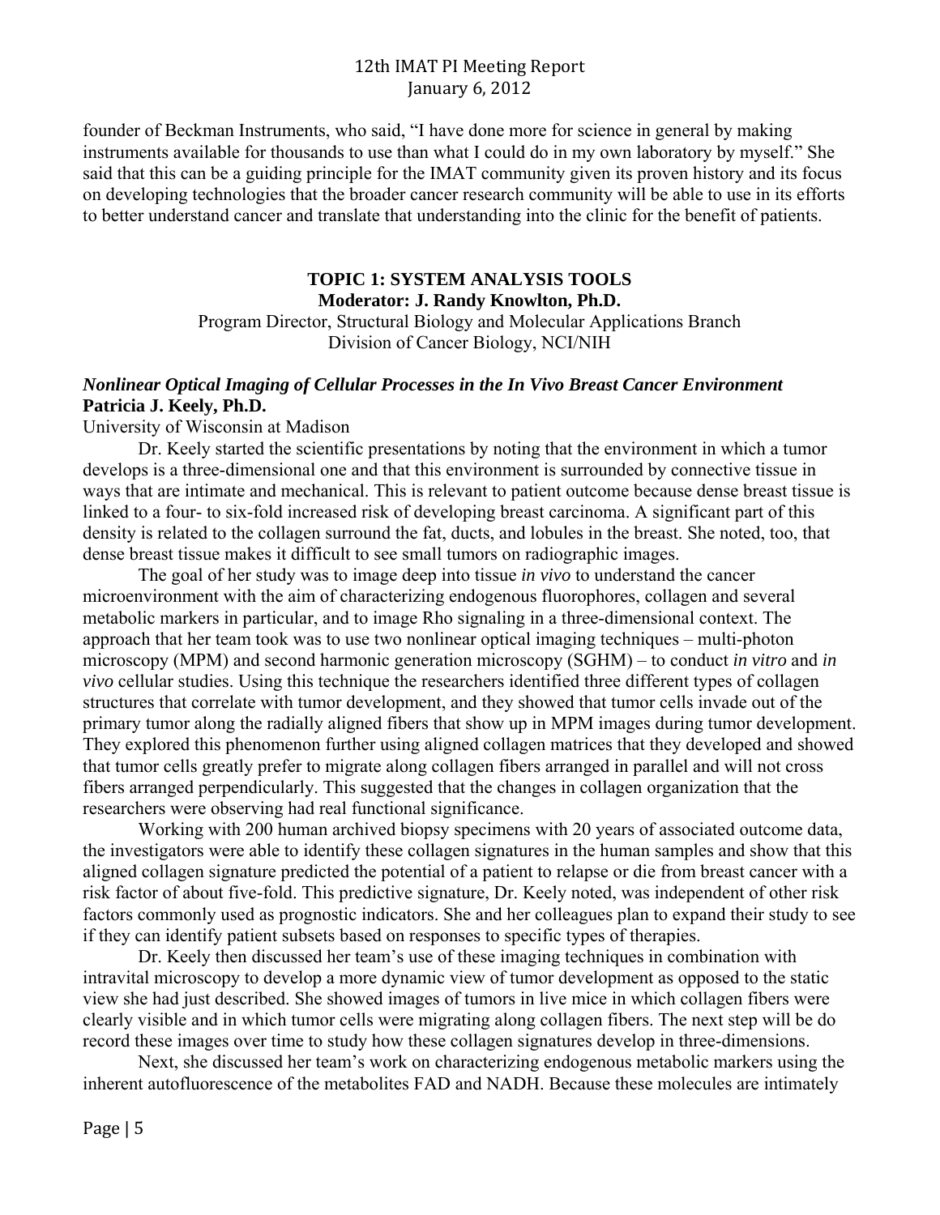founder of Beckman Instruments, who said, "I have done more for science in general by making instruments available for thousands to use than what I could do in my own laboratory by myself." She said that this can be a guiding principle for the IMAT community given its proven history and its focus on developing technologies that the broader cancer research community will be able to use in its efforts to better understand cancer and translate that understanding into the clinic for the benefit of patients.

## TOPIC 1: SYSTEM ANALYSIS TOOLS

**Moderator: J. Randy Knowlton, Ph.D.**

Program Director, Structural Biology and Molecular Applications Branch
Division of Cancer Biology, NCI/NIH

### *Nonlinear Optical Imaging of Cellular Processes in the In Vivo Breast Cancer Environment*

**Patricia J. Keely, Ph.D.**

University of Wisconsin at Madison

Dr. Keely started the scientific presentations by noting that the environment in which a tumor develops is a three-dimensional one and that this environment is surrounded by connective tissue in ways that are intimate and mechanical. This is relevant to patient outcome because dense breast tissue is linked to a four- to six-fold increased risk of developing breast carcinoma. A significant part of this density is related to the collagen surround the fat, ducts, and lobules in the breast. She noted, too, that dense breast tissue makes it difficult to see small tumors on radiographic images.

The goal of her study was to image deep into tissue *in vivo* to understand the cancer microenvironment with the aim of characterizing endogenous fluorophores, collagen and several metabolic markers in particular, and to image Rho signaling in a three-dimensional context. The approach that her team took was to use two nonlinear optical imaging techniques – multi-photon microscopy (MPM) and second harmonic generation microscopy (SGHM) – to conduct *in vitro* and *in vivo* cellular studies. Using this technique the researchers identified three different types of collagen structures that correlate with tumor development, and they showed that tumor cells invade out of the primary tumor along the radially aligned fibers that show up in MPM images during tumor development. They explored this phenomenon further using aligned collagen matrices that they developed and showed that tumor cells greatly prefer to migrate along collagen fibers arranged in parallel and will not cross fibers arranged perpendicularly. This suggested that the changes in collagen organization that the researchers were observing had real functional significance.

Working with 200 human archived biopsy specimens with 20 years of associated outcome data, the investigators were able to identify these collagen signatures in the human samples and show that this aligned collagen signature predicted the potential of a patient to relapse or die from breast cancer with a risk factor of about five-fold. This predictive signature, Dr. Keely noted, was independent of other risk factors commonly used as prognostic indicators. She and her colleagues plan to expand their study to see if they can identify patient subsets based on responses to specific types of therapies.

Dr. Keely then discussed her team's use of these imaging techniques in combination with intravital microscopy to develop a more dynamic view of tumor development as opposed to the static view she had just described. She showed images of tumors in live mice in which collagen fibers were clearly visible and in which tumor cells were migrating along collagen fibers. The next step will be do record these images over time to study how these collagen signatures develop in three-dimensions.

Next, she discussed her team's work on characterizing endogenous metabolic markers using the inherent autofluorescence of the metabolites FAD and NADH. Because these molecules are intimately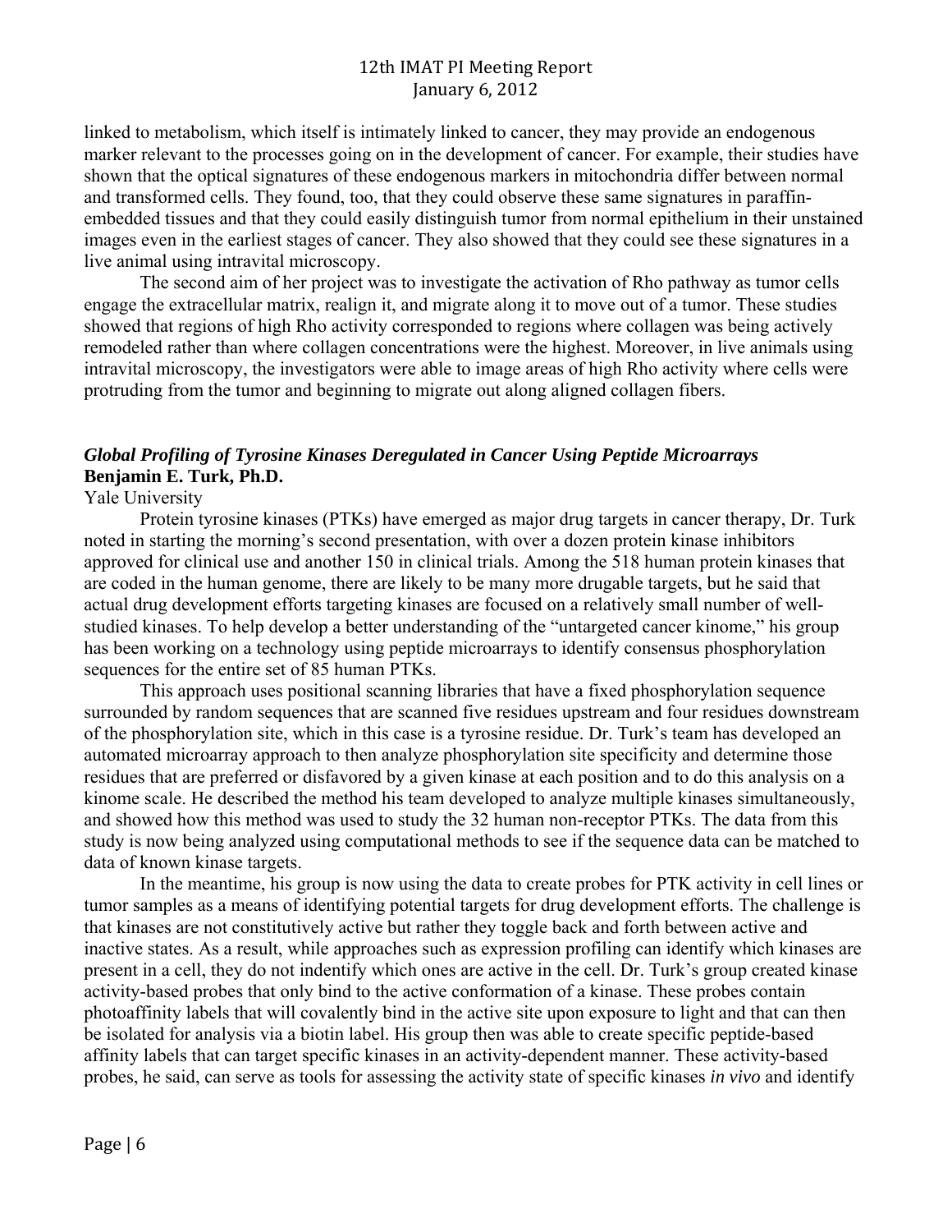linked to metabolism, which itself is intimately linked to cancer, they may provide an endogenous marker relevant to the processes going on in the development of cancer. For example, their studies have shown that the optical signatures of these endogenous markers in mitochondria differ between normal and transformed cells. They found, too, that they could observe these same signatures in paraffin-embedded tissues and that they could easily distinguish tumor from normal epithelium in their unstained images even in the earliest stages of cancer. They also showed that they could see these signatures in a live animal using intravital microscopy.

The second aim of her project was to investigate the activation of Rho pathway as tumor cells engage the extracellular matrix, realign it, and migrate along it to move out of a tumor. These studies showed that regions of high Rho activity corresponded to regions where collagen was being actively remodeled rather than where collagen concentrations were the highest. Moreover, in live animals using intravital microscopy, the investigators were able to image areas of high Rho activity where cells were protruding from the tumor and beginning to migrate out along aligned collagen fibers.

### *Global Profiling of Tyrosine Kinases Deregulated in Cancer Using Peptide Microarrays*

**Benjamin E. Turk, Ph.D.**

Yale University

Protein tyrosine kinases (PTKs) have emerged as major drug targets in cancer therapy, Dr. Turk noted in starting the morning's second presentation, with over a dozen protein kinase inhibitors approved for clinical use and another 150 in clinical trials. Among the 518 human protein kinases that are coded in the human genome, there are likely to be many more drugable targets, but he said that actual drug development efforts targeting kinases are focused on a relatively small number of well-studied kinases. To help develop a better understanding of the "untargeted cancer kinome," his group has been working on a technology using peptide microarrays to identify consensus phosphorylation sequences for the entire set of 85 human PTKs.

This approach uses positional scanning libraries that have a fixed phosphorylation sequence surrounded by random sequences that are scanned five residues upstream and four residues downstream of the phosphorylation site, which in this case is a tyrosine residue. Dr. Turk's team has developed an automated microarray approach to then analyze phosphorylation site specificity and determine those residues that are preferred or disfavored by a given kinase at each position and to do this analysis on a kinome scale. He described the method his team developed to analyze multiple kinases simultaneously, and showed how this method was used to study the 32 human non-receptor PTKs. The data from this study is now being analyzed using computational methods to see if the sequence data can be matched to data of known kinase targets.

In the meantime, his group is now using the data to create probes for PTK activity in cell lines or tumor samples as a means of identifying potential targets for drug development efforts. The challenge is that kinases are not constitutively active but rather they toggle back and forth between active and inactive states. As a result, while approaches such as expression profiling can identify which kinases are present in a cell, they do not indentify which ones are active in the cell. Dr. Turk's group created kinase activity-based probes that only bind to the active conformation of a kinase. These probes contain photoaffinity labels that will covalently bind in the active site upon exposure to light and that can then be isolated for analysis via a biotin label. His group then was able to create specific peptide-based affinity labels that can target specific kinases in an activity-dependent manner. These activity-based probes, he said, can serve as tools for assessing the activity state of specific kinases *in vivo* and identify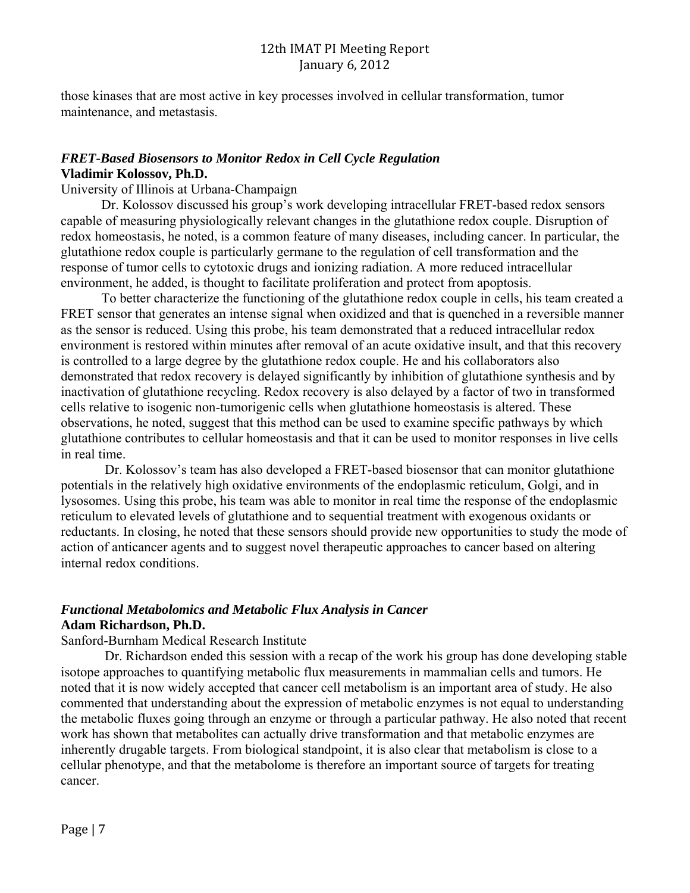those kinases that are most active in key processes involved in cellular transformation, tumor maintenance, and metastasis.

### ***FRET-Based Biosensors to Monitor Redox in Cell Cycle Regulation***
**Vladimir Kolossov, Ph.D.**

University of Illinois at Urbana-Champaign

Dr. Kolossov discussed his group's work developing intracellular FRET-based redox sensors capable of measuring physiologically relevant changes in the glutathione redox couple. Disruption of redox homeostasis, he noted, is a common feature of many diseases, including cancer. In particular, the glutathione redox couple is particularly germane to the regulation of cell transformation and the response of tumor cells to cytotoxic drugs and ionizing radiation. A more reduced intracellular environment, he added, is thought to facilitate proliferation and protect from apoptosis.

To better characterize the functioning of the glutathione redox couple in cells, his team created a FRET sensor that generates an intense signal when oxidized and that is quenched in a reversible manner as the sensor is reduced. Using this probe, his team demonstrated that a reduced intracellular redox environment is restored within minutes after removal of an acute oxidative insult, and that this recovery is controlled to a large degree by the glutathione redox couple. He and his collaborators also demonstrated that redox recovery is delayed significantly by inhibition of glutathione synthesis and by inactivation of glutathione recycling. Redox recovery is also delayed by a factor of two in transformed cells relative to isogenic non-tumorigenic cells when glutathione homeostasis is altered. These observations, he noted, suggest that this method can be used to examine specific pathways by which glutathione contributes to cellular homeostasis and that it can be used to monitor responses in live cells in real time.

Dr. Kolossov's team has also developed a FRET-based biosensor that can monitor glutathione potentials in the relatively high oxidative environments of the endoplasmic reticulum, Golgi, and in lysosomes. Using this probe, his team was able to monitor in real time the response of the endoplasmic reticulum to elevated levels of glutathione and to sequential treatment with exogenous oxidants or reductants. In closing, he noted that these sensors should provide new opportunities to study the mode of action of anticancer agents and to suggest novel therapeutic approaches to cancer based on altering internal redox conditions.

### ***Functional Metabolomics and Metabolic Flux Analysis in Cancer***
**Adam Richardson, Ph.D.**

Sanford-Burnham Medical Research Institute

Dr. Richardson ended this session with a recap of the work his group has done developing stable isotope approaches to quantifying metabolic flux measurements in mammalian cells and tumors. He noted that it is now widely accepted that cancer cell metabolism is an important area of study. He also commented that understanding about the expression of metabolic enzymes is not equal to understanding the metabolic fluxes going through an enzyme or through a particular pathway. He also noted that recent work has shown that metabolites can actually drive transformation and that metabolic enzymes are inherently drugable targets. From biological standpoint, it is also clear that metabolism is close to a cellular phenotype, and that the metabolome is therefore an important source of targets for treating cancer.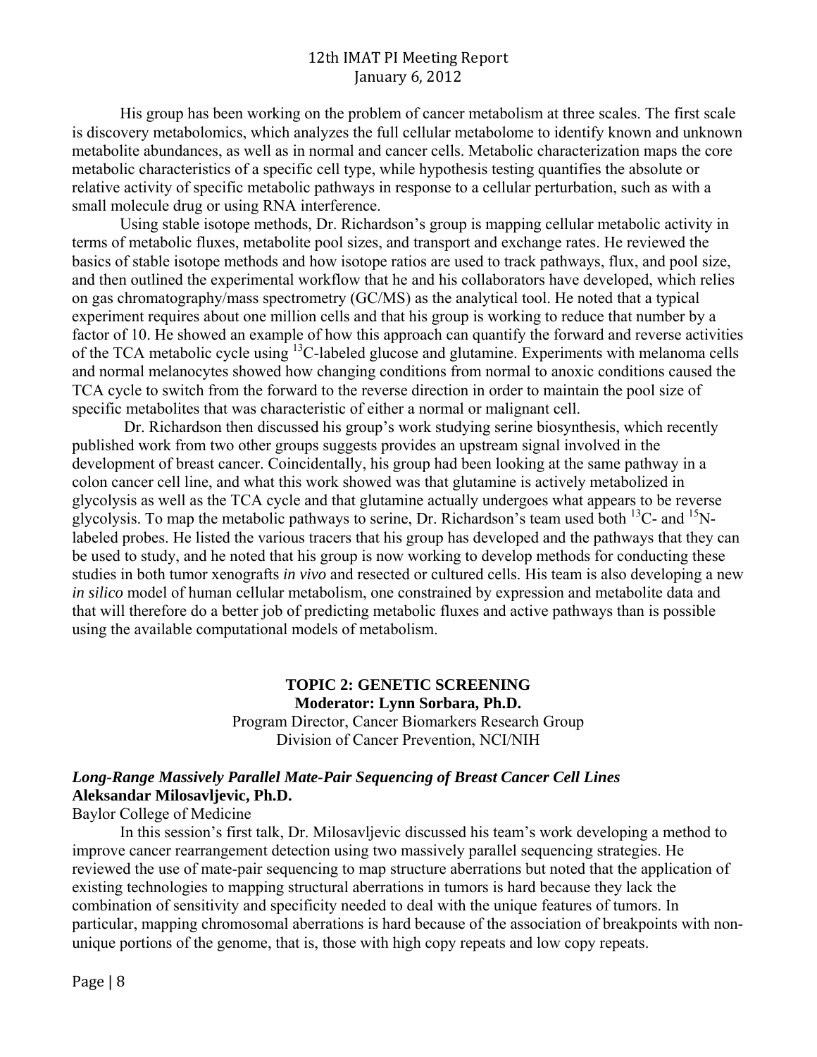His group has been working on the problem of cancer metabolism at three scales. The first scale is discovery metabolomics, which analyzes the full cellular metabolome to identify known and unknown metabolite abundances, as well as in normal and cancer cells. Metabolic characterization maps the core metabolic characteristics of a specific cell type, while hypothesis testing quantifies the absolute or relative activity of specific metabolic pathways in response to a cellular perturbation, such as with a small molecule drug or using RNA interference.

Using stable isotope methods, Dr. Richardson's group is mapping cellular metabolic activity in terms of metabolic fluxes, metabolite pool sizes, and transport and exchange rates. He reviewed the basics of stable isotope methods and how isotope ratios are used to track pathways, flux, and pool size, and then outlined the experimental workflow that he and his collaborators have developed, which relies on gas chromatography/mass spectrometry (GC/MS) as the analytical tool. He noted that a typical experiment requires about one million cells and that his group is working to reduce that number by a factor of 10. He showed an example of how this approach can quantify the forward and reverse activities of the TCA metabolic cycle using $^{13}$C-labeled glucose and glutamine. Experiments with melanoma cells and normal melanocytes showed how changing conditions from normal to anoxic conditions caused the TCA cycle to switch from the forward to the reverse direction in order to maintain the pool size of specific metabolites that was characteristic of either a normal or malignant cell.

Dr. Richardson then discussed his group's work studying serine biosynthesis, which recently published work from two other groups suggests provides an upstream signal involved in the development of breast cancer. Coincidentally, his group had been looking at the same pathway in a colon cancer cell line, and what this work showed was that glutamine is actively metabolized in glycolysis as well as the TCA cycle and that glutamine actually undergoes what appears to be reverse glycolysis. To map the metabolic pathways to serine, Dr. Richardson's team used both $^{13}$C- and $^{15}$N-labeled probes. He listed the various tracers that his group has developed and the pathways that they can be used to study, and he noted that his group is now working to develop methods for conducting these studies in both tumor xenografts *in vivo* and resected or cultured cells. His team is also developing a new *in silico* model of human cellular metabolism, one constrained by expression and metabolite data and that will therefore do a better job of predicting metabolic fluxes and active pathways than is possible using the available computational models of metabolism.

## TOPIC 2: GENETIC SCREENING

**Moderator: Lynn Sorbara, Ph.D.**
Program Director, Cancer Biomarkers Research Group
Division of Cancer Prevention, NCI/NIH

### *Long-Range Massively Parallel Mate-Pair Sequencing of Breast Cancer Cell Lines*

**Aleksandar Milosavljevic, Ph.D.**
Baylor College of Medicine

In this session's first talk, Dr. Milosavljevic discussed his team's work developing a method to improve cancer rearrangement detection using two massively parallel sequencing strategies. He reviewed the use of mate-pair sequencing to map structure aberrations but noted that the application of existing technologies to mapping structural aberrations in tumors is hard because they lack the combination of sensitivity and specificity needed to deal with the unique features of tumors. In particular, mapping chromosomal aberrations is hard because of the association of breakpoints with non-unique portions of the genome, that is, those with high copy repeats and low copy repeats.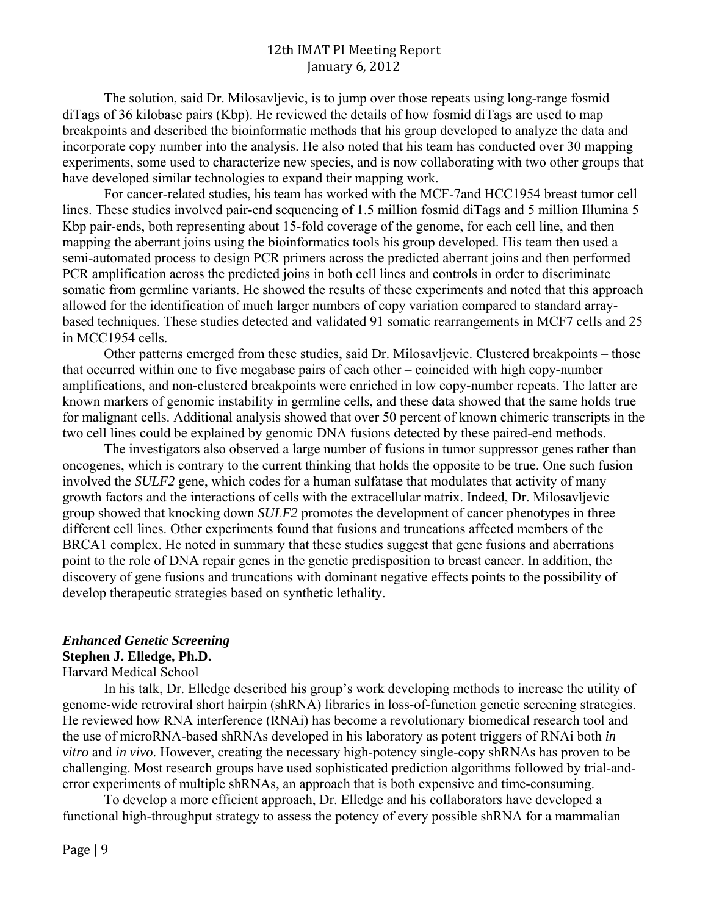The solution, said Dr. Milosavljevic, is to jump over those repeats using long-range fosmid diTags of 36 kilobase pairs (Kbp). He reviewed the details of how fosmid diTags are used to map breakpoints and described the bioinformatic methods that his group developed to analyze the data and incorporate copy number into the analysis. He also noted that his team has conducted over 30 mapping experiments, some used to characterize new species, and is now collaborating with two other groups that have developed similar technologies to expand their mapping work.

For cancer-related studies, his team has worked with the MCF-7and HCC1954 breast tumor cell lines. These studies involved pair-end sequencing of 1.5 million fosmid diTags and 5 million Illumina 5 Kbp pair-ends, both representing about 15-fold coverage of the genome, for each cell line, and then mapping the aberrant joins using the bioinformatics tools his group developed. His team then used a semi-automated process to design PCR primers across the predicted aberrant joins and then performed PCR amplification across the predicted joins in both cell lines and controls in order to discriminate somatic from germline variants. He showed the results of these experiments and noted that this approach allowed for the identification of much larger numbers of copy variation compared to standard array-based techniques. These studies detected and validated 91 somatic rearrangements in MCF7 cells and 25 in MCC1954 cells.

Other patterns emerged from these studies, said Dr. Milosavljevic. Clustered breakpoints – those that occurred within one to five megabase pairs of each other – coincided with high copy-number amplifications, and non-clustered breakpoints were enriched in low copy-number repeats. The latter are known markers of genomic instability in germline cells, and these data showed that the same holds true for malignant cells. Additional analysis showed that over 50 percent of known chimeric transcripts in the two cell lines could be explained by genomic DNA fusions detected by these paired-end methods.

The investigators also observed a large number of fusions in tumor suppressor genes rather than oncogenes, which is contrary to the current thinking that holds the opposite to be true. One such fusion involved the *SULF2* gene, which codes for a human sulfatase that modulates that activity of many growth factors and the interactions of cells with the extracellular matrix. Indeed, Dr. Milosavljevic group showed that knocking down *SULF2* promotes the development of cancer phenotypes in three different cell lines. Other experiments found that fusions and truncations affected members of the BRCA1 complex. He noted in summary that these studies suggest that gene fusions and aberrations point to the role of DNA repair genes in the genetic predisposition to breast cancer. In addition, the discovery of gene fusions and truncations with dominant negative effects points to the possibility of develop therapeutic strategies based on synthetic lethality.

### *Enhanced Genetic Screening*

**Stephen J. Elledge, Ph.D.**

Harvard Medical School

In his talk, Dr. Elledge described his group's work developing methods to increase the utility of genome-wide retroviral short hairpin (shRNA) libraries in loss-of-function genetic screening strategies. He reviewed how RNA interference (RNAi) has become a revolutionary biomedical research tool and the use of microRNA-based shRNAs developed in his laboratory as potent triggers of RNAi both *in vitro* and *in vivo*. However, creating the necessary high-potency single-copy shRNAs has proven to be challenging. Most research groups have used sophisticated prediction algorithms followed by trial-and-error experiments of multiple shRNAs, an approach that is both expensive and time-consuming.

To develop a more efficient approach, Dr. Elledge and his collaborators have developed a functional high-throughput strategy to assess the potency of every possible shRNA for a mammalian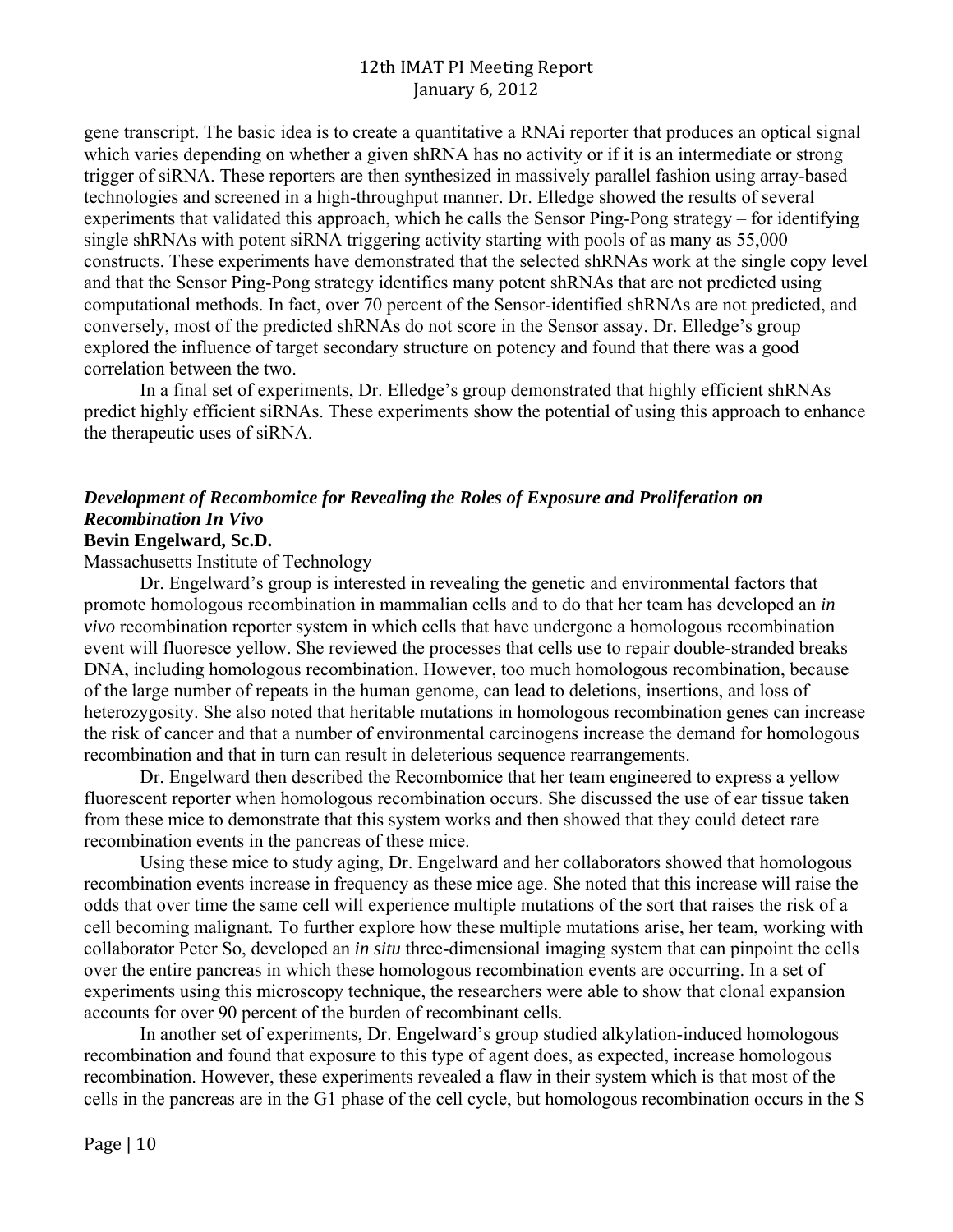gene transcript. The basic idea is to create a quantitative a RNAi reporter that produces an optical signal which varies depending on whether a given shRNA has no activity or if it is an intermediate or strong trigger of siRNA. These reporters are then synthesized in massively parallel fashion using array-based technologies and screened in a high-throughput manner. Dr. Elledge showed the results of several experiments that validated this approach, which he calls the Sensor Ping-Pong strategy – for identifying single shRNAs with potent siRNA triggering activity starting with pools of as many as 55,000 constructs. These experiments have demonstrated that the selected shRNAs work at the single copy level and that the Sensor Ping-Pong strategy identifies many potent shRNAs that are not predicted using computational methods. In fact, over 70 percent of the Sensor-identified shRNAs are not predicted, and conversely, most of the predicted shRNAs do not score in the Sensor assay. Dr. Elledge's group explored the influence of target secondary structure on potency and found that there was a good correlation between the two.

In a final set of experiments, Dr. Elledge's group demonstrated that highly efficient shRNAs predict highly efficient siRNAs. These experiments show the potential of using this approach to enhance the therapeutic uses of siRNA.

### *Development of Recombomice for Revealing the Roles of Exposure and Proliferation on Recombination In Vivo*

**Bevin Engelward, Sc.D.**

Massachusetts Institute of Technology

Dr. Engelward's group is interested in revealing the genetic and environmental factors that promote homologous recombination in mammalian cells and to do that her team has developed an *in vivo* recombination reporter system in which cells that have undergone a homologous recombination event will fluoresce yellow. She reviewed the processes that cells use to repair double-stranded breaks DNA, including homologous recombination. However, too much homologous recombination, because of the large number of repeats in the human genome, can lead to deletions, insertions, and loss of heterozygosity. She also noted that heritable mutations in homologous recombination genes can increase the risk of cancer and that a number of environmental carcinogens increase the demand for homologous recombination and that in turn can result in deleterious sequence rearrangements.

Dr. Engelward then described the Recombomice that her team engineered to express a yellow fluorescent reporter when homologous recombination occurs. She discussed the use of ear tissue taken from these mice to demonstrate that this system works and then showed that they could detect rare recombination events in the pancreas of these mice.

Using these mice to study aging, Dr. Engelward and her collaborators showed that homologous recombination events increase in frequency as these mice age. She noted that this increase will raise the odds that over time the same cell will experience multiple mutations of the sort that raises the risk of a cell becoming malignant. To further explore how these multiple mutations arise, her team, working with collaborator Peter So, developed an *in situ* three-dimensional imaging system that can pinpoint the cells over the entire pancreas in which these homologous recombination events are occurring. In a set of experiments using this microscopy technique, the researchers were able to show that clonal expansion accounts for over 90 percent of the burden of recombinant cells.

In another set of experiments, Dr. Engelward's group studied alkylation-induced homologous recombination and found that exposure to this type of agent does, as expected, increase homologous recombination. However, these experiments revealed a flaw in their system which is that most of the cells in the pancreas are in the G1 phase of the cell cycle, but homologous recombination occurs in the S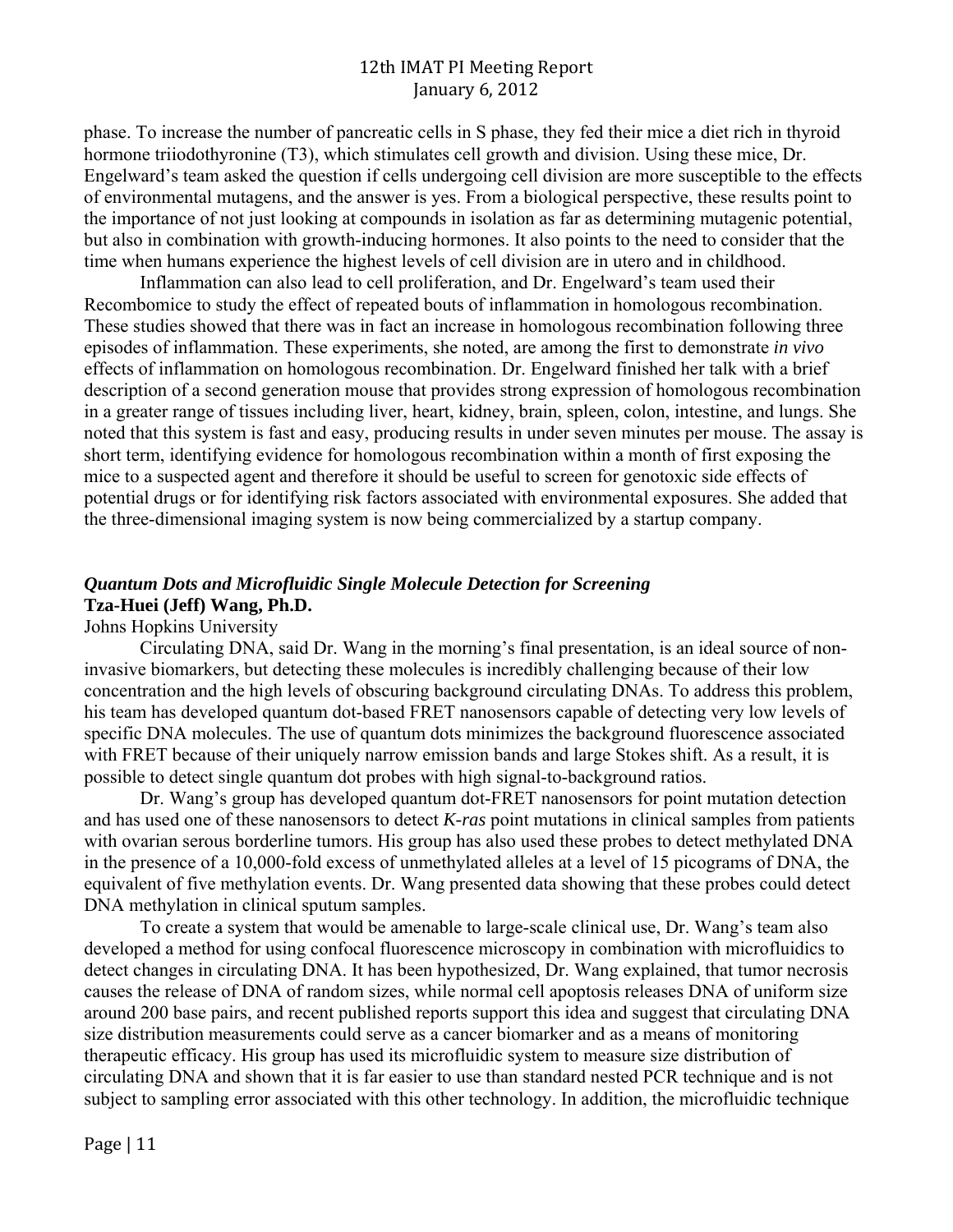phase. To increase the number of pancreatic cells in S phase, they fed their mice a diet rich in thyroid hormone triiodothyronine (T3), which stimulates cell growth and division. Using these mice, Dr. Engelward's team asked the question if cells undergoing cell division are more susceptible to the effects of environmental mutagens, and the answer is yes. From a biological perspective, these results point to the importance of not just looking at compounds in isolation as far as determining mutagenic potential, but also in combination with growth-inducing hormones. It also points to the need to consider that the time when humans experience the highest levels of cell division are in utero and in childhood.

Inflammation can also lead to cell proliferation, and Dr. Engelward's team used their Recombomice to study the effect of repeated bouts of inflammation in homologous recombination. These studies showed that there was in fact an increase in homologous recombination following three episodes of inflammation. These experiments, she noted, are among the first to demonstrate *in vivo* effects of inflammation on homologous recombination. Dr. Engelward finished her talk with a brief description of a second generation mouse that provides strong expression of homologous recombination in a greater range of tissues including liver, heart, kidney, brain, spleen, colon, intestine, and lungs. She noted that this system is fast and easy, producing results in under seven minutes per mouse. The assay is short term, identifying evidence for homologous recombination within a month of first exposing the mice to a suspected agent and therefore it should be useful to screen for genotoxic side effects of potential drugs or for identifying risk factors associated with environmental exposures. She added that the three-dimensional imaging system is now being commercialized by a startup company.

### *Quantum Dots and Microfluidic Single Molecule Detection for Screening*
**Tza-Huei (Jeff) Wang, Ph.D.**
Johns Hopkins University

Circulating DNA, said Dr. Wang in the morning's final presentation, is an ideal source of non-invasive biomarkers, but detecting these molecules is incredibly challenging because of their low concentration and the high levels of obscuring background circulating DNAs. To address this problem, his team has developed quantum dot-based FRET nanosensors capable of detecting very low levels of specific DNA molecules. The use of quantum dots minimizes the background fluorescence associated with FRET because of their uniquely narrow emission bands and large Stokes shift. As a result, it is possible to detect single quantum dot probes with high signal-to-background ratios.

Dr. Wang's group has developed quantum dot-FRET nanosensors for point mutation detection and has used one of these nanosensors to detect *K-ras* point mutations in clinical samples from patients with ovarian serous borderline tumors. His group has also used these probes to detect methylated DNA in the presence of a 10,000-fold excess of unmethylated alleles at a level of 15 picograms of DNA, the equivalent of five methylation events. Dr. Wang presented data showing that these probes could detect DNA methylation in clinical sputum samples.

To create a system that would be amenable to large-scale clinical use, Dr. Wang's team also developed a method for using confocal fluorescence microscopy in combination with microfluidics to detect changes in circulating DNA. It has been hypothesized, Dr. Wang explained, that tumor necrosis causes the release of DNA of random sizes, while normal cell apoptosis releases DNA of uniform size around 200 base pairs, and recent published reports support this idea and suggest that circulating DNA size distribution measurements could serve as a cancer biomarker and as a means of monitoring therapeutic efficacy. His group has used its microfluidic system to measure size distribution of circulating DNA and shown that it is far easier to use than standard nested PCR technique and is not subject to sampling error associated with this other technology. In addition, the microfluidic technique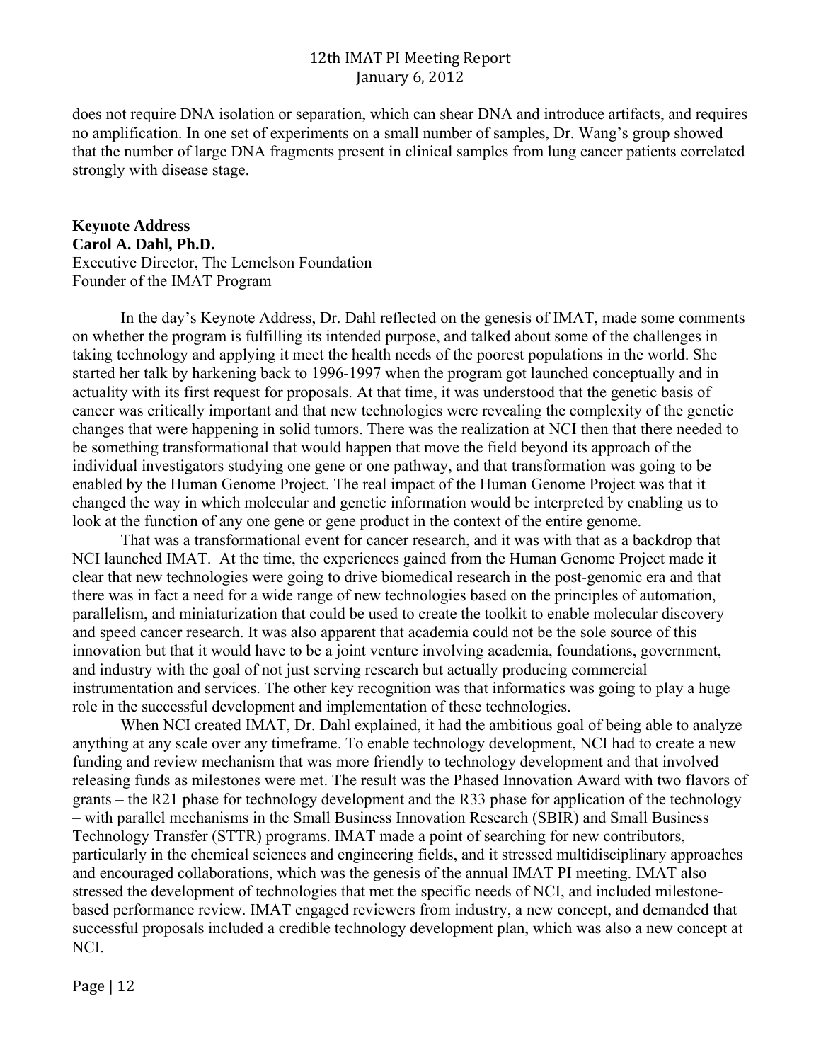does not require DNA isolation or separation, which can shear DNA and introduce artifacts, and requires no amplification. In one set of experiments on a small number of samples, Dr. Wang's group showed that the number of large DNA fragments present in clinical samples from lung cancer patients correlated strongly with disease stage.

**Keynote Address**
**Carol A. Dahl, Ph.D.**
Executive Director, The Lemelson Foundation
Founder of the IMAT Program

In the day's Keynote Address, Dr. Dahl reflected on the genesis of IMAT, made some comments on whether the program is fulfilling its intended purpose, and talked about some of the challenges in taking technology and applying it meet the health needs of the poorest populations in the world. She started her talk by harkening back to 1996-1997 when the program got launched conceptually and in actuality with its first request for proposals. At that time, it was understood that the genetic basis of cancer was critically important and that new technologies were revealing the complexity of the genetic changes that were happening in solid tumors. There was the realization at NCI then that there needed to be something transformational that would happen that move the field beyond its approach of the individual investigators studying one gene or one pathway, and that transformation was going to be enabled by the Human Genome Project. The real impact of the Human Genome Project was that it changed the way in which molecular and genetic information would be interpreted by enabling us to look at the function of any one gene or gene product in the context of the entire genome.

That was a transformational event for cancer research, and it was with that as a backdrop that NCI launched IMAT. At the time, the experiences gained from the Human Genome Project made it clear that new technologies were going to drive biomedical research in the post-genomic era and that there was in fact a need for a wide range of new technologies based on the principles of automation, parallelism, and miniaturization that could be used to create the toolkit to enable molecular discovery and speed cancer research. It was also apparent that academia could not be the sole source of this innovation but that it would have to be a joint venture involving academia, foundations, government, and industry with the goal of not just serving research but actually producing commercial instrumentation and services. The other key recognition was that informatics was going to play a huge role in the successful development and implementation of these technologies.

When NCI created IMAT, Dr. Dahl explained, it had the ambitious goal of being able to analyze anything at any scale over any timeframe. To enable technology development, NCI had to create a new funding and review mechanism that was more friendly to technology development and that involved releasing funds as milestones were met. The result was the Phased Innovation Award with two flavors of grants – the R21 phase for technology development and the R33 phase for application of the technology – with parallel mechanisms in the Small Business Innovation Research (SBIR) and Small Business Technology Transfer (STTR) programs. IMAT made a point of searching for new contributors, particularly in the chemical sciences and engineering fields, and it stressed multidisciplinary approaches and encouraged collaborations, which was the genesis of the annual IMAT PI meeting. IMAT also stressed the development of technologies that met the specific needs of NCI, and included milestone-based performance review. IMAT engaged reviewers from industry, a new concept, and demanded that successful proposals included a credible technology development plan, which was also a new concept at NCI.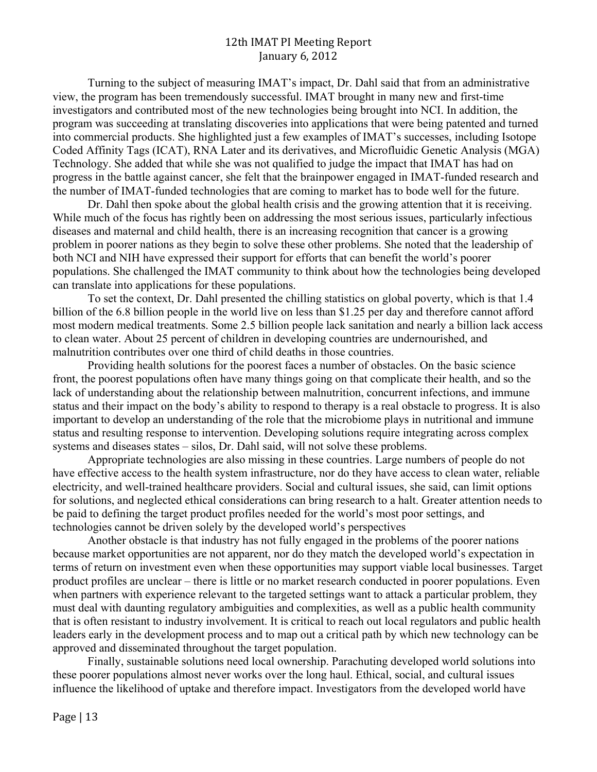Turning to the subject of measuring IMAT's impact, Dr. Dahl said that from an administrative view, the program has been tremendously successful. IMAT brought in many new and first-time investigators and contributed most of the new technologies being brought into NCI. In addition, the program was succeeding at translating discoveries into applications that were being patented and turned into commercial products. She highlighted just a few examples of IMAT's successes, including Isotope Coded Affinity Tags (ICAT), RNA Later and its derivatives, and Microfluidic Genetic Analysis (MGA) Technology. She added that while she was not qualified to judge the impact that IMAT has had on progress in the battle against cancer, she felt that the brainpower engaged in IMAT-funded research and the number of IMAT-funded technologies that are coming to market has to bode well for the future.

Dr. Dahl then spoke about the global health crisis and the growing attention that it is receiving. While much of the focus has rightly been on addressing the most serious issues, particularly infectious diseases and maternal and child health, there is an increasing recognition that cancer is a growing problem in poorer nations as they begin to solve these other problems. She noted that the leadership of both NCI and NIH have expressed their support for efforts that can benefit the world's poorer populations. She challenged the IMAT community to think about how the technologies being developed can translate into applications for these populations.

To set the context, Dr. Dahl presented the chilling statistics on global poverty, which is that 1.4 billion of the 6.8 billion people in the world live on less than $1.25 per day and therefore cannot afford most modern medical treatments. Some 2.5 billion people lack sanitation and nearly a billion lack access to clean water. About 25 percent of children in developing countries are undernourished, and malnutrition contributes over one third of child deaths in those countries.

Providing health solutions for the poorest faces a number of obstacles. On the basic science front, the poorest populations often have many things going on that complicate their health, and so the lack of understanding about the relationship between malnutrition, concurrent infections, and immune status and their impact on the body's ability to respond to therapy is a real obstacle to progress. It is also important to develop an understanding of the role that the microbiome plays in nutritional and immune status and resulting response to intervention. Developing solutions require integrating across complex systems and diseases states – silos, Dr. Dahl said, will not solve these problems.

Appropriate technologies are also missing in these countries. Large numbers of people do not have effective access to the health system infrastructure, nor do they have access to clean water, reliable electricity, and well-trained healthcare providers. Social and cultural issues, she said, can limit options for solutions, and neglected ethical considerations can bring research to a halt. Greater attention needs to be paid to defining the target product profiles needed for the world's most poor settings, and technologies cannot be driven solely by the developed world's perspectives

Another obstacle is that industry has not fully engaged in the problems of the poorer nations because market opportunities are not apparent, nor do they match the developed world's expectation in terms of return on investment even when these opportunities may support viable local businesses. Target product profiles are unclear – there is little or no market research conducted in poorer populations. Even when partners with experience relevant to the targeted settings want to attack a particular problem, they must deal with daunting regulatory ambiguities and complexities, as well as a public health community that is often resistant to industry involvement. It is critical to reach out local regulators and public health leaders early in the development process and to map out a critical path by which new technology can be approved and disseminated throughout the target population.

Finally, sustainable solutions need local ownership. Parachuting developed world solutions into these poorer populations almost never works over the long haul. Ethical, social, and cultural issues influence the likelihood of uptake and therefore impact. Investigators from the developed world have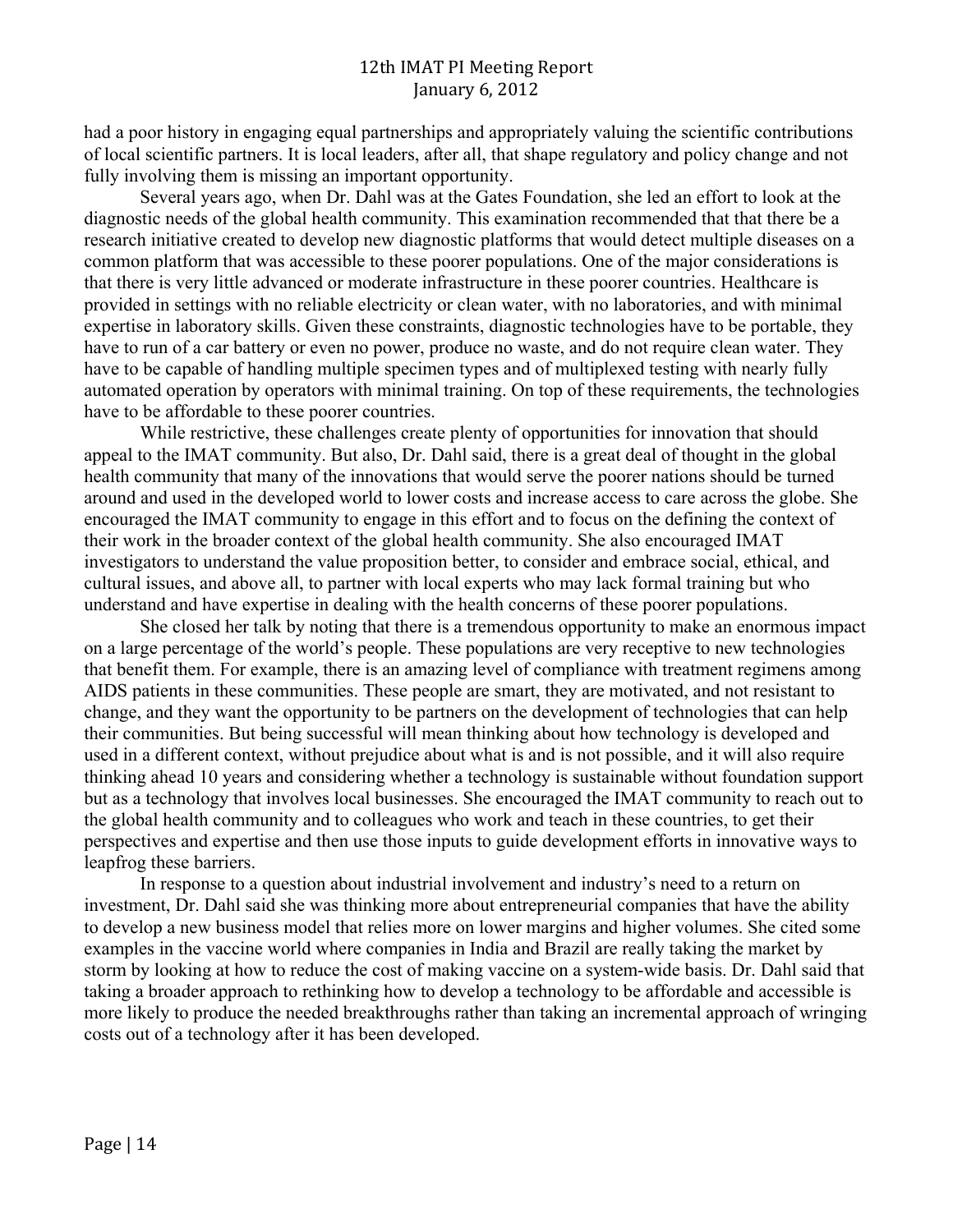had a poor history in engaging equal partnerships and appropriately valuing the scientific contributions of local scientific partners. It is local leaders, after all, that shape regulatory and policy change and not fully involving them is missing an important opportunity.

Several years ago, when Dr. Dahl was at the Gates Foundation, she led an effort to look at the diagnostic needs of the global health community. This examination recommended that that there be a research initiative created to develop new diagnostic platforms that would detect multiple diseases on a common platform that was accessible to these poorer populations. One of the major considerations is that there is very little advanced or moderate infrastructure in these poorer countries. Healthcare is provided in settings with no reliable electricity or clean water, with no laboratories, and with minimal expertise in laboratory skills. Given these constraints, diagnostic technologies have to be portable, they have to run of a car battery or even no power, produce no waste, and do not require clean water. They have to be capable of handling multiple specimen types and of multiplexed testing with nearly fully automated operation by operators with minimal training. On top of these requirements, the technologies have to be affordable to these poorer countries.

While restrictive, these challenges create plenty of opportunities for innovation that should appeal to the IMAT community. But also, Dr. Dahl said, there is a great deal of thought in the global health community that many of the innovations that would serve the poorer nations should be turned around and used in the developed world to lower costs and increase access to care across the globe. She encouraged the IMAT community to engage in this effort and to focus on the defining the context of their work in the broader context of the global health community. She also encouraged IMAT investigators to understand the value proposition better, to consider and embrace social, ethical, and cultural issues, and above all, to partner with local experts who may lack formal training but who understand and have expertise in dealing with the health concerns of these poorer populations.

She closed her talk by noting that there is a tremendous opportunity to make an enormous impact on a large percentage of the world's people. These populations are very receptive to new technologies that benefit them. For example, there is an amazing level of compliance with treatment regimens among AIDS patients in these communities. These people are smart, they are motivated, and not resistant to change, and they want the opportunity to be partners on the development of technologies that can help their communities. But being successful will mean thinking about how technology is developed and used in a different context, without prejudice about what is and is not possible, and it will also require thinking ahead 10 years and considering whether a technology is sustainable without foundation support but as a technology that involves local businesses. She encouraged the IMAT community to reach out to the global health community and to colleagues who work and teach in these countries, to get their perspectives and expertise and then use those inputs to guide development efforts in innovative ways to leapfrog these barriers.

In response to a question about industrial involvement and industry's need to a return on investment, Dr. Dahl said she was thinking more about entrepreneurial companies that have the ability to develop a new business model that relies more on lower margins and higher volumes. She cited some examples in the vaccine world where companies in India and Brazil are really taking the market by storm by looking at how to reduce the cost of making vaccine on a system-wide basis. Dr. Dahl said that taking a broader approach to rethinking how to develop a technology to be affordable and accessible is more likely to produce the needed breakthroughs rather than taking an incremental approach of wringing costs out of a technology after it has been developed.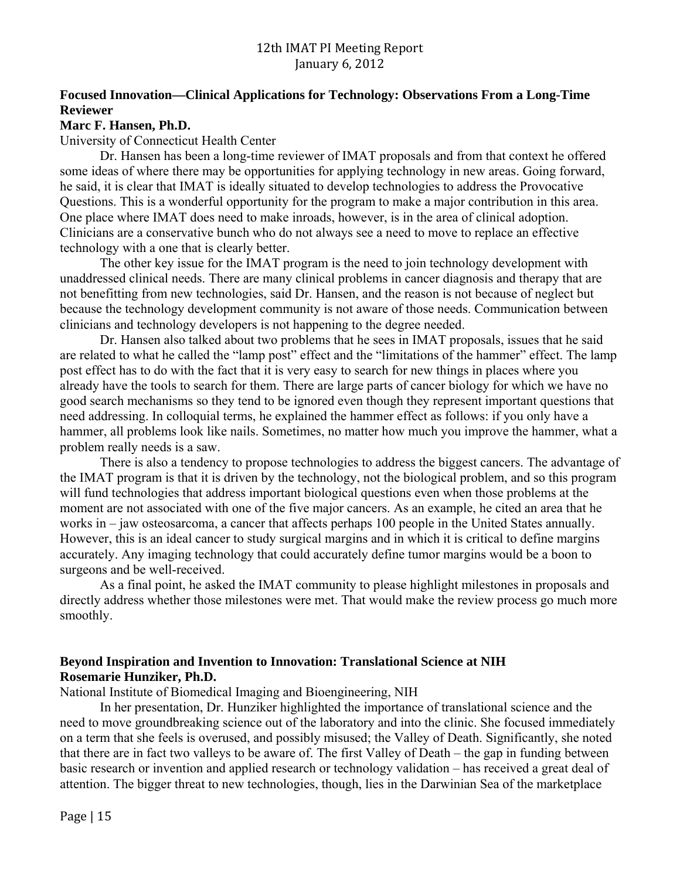## Focused Innovation—Clinical Applications for Technology: Observations From a Long-Time Reviewer

**Marc F. Hansen, Ph.D.**

University of Connecticut Health Center

Dr. Hansen has been a long-time reviewer of IMAT proposals and from that context he offered some ideas of where there may be opportunities for applying technology in new areas. Going forward, he said, it is clear that IMAT is ideally situated to develop technologies to address the Provocative Questions. This is a wonderful opportunity for the program to make a major contribution in this area. One place where IMAT does need to make inroads, however, is in the area of clinical adoption. Clinicians are a conservative bunch who do not always see a need to move to replace an effective technology with a one that is clearly better.

The other key issue for the IMAT program is the need to join technology development with unaddressed clinical needs. There are many clinical problems in cancer diagnosis and therapy that are not benefitting from new technologies, said Dr. Hansen, and the reason is not because of neglect but because the technology development community is not aware of those needs. Communication between clinicians and technology developers is not happening to the degree needed.

Dr. Hansen also talked about two problems that he sees in IMAT proposals, issues that he said are related to what he called the "lamp post" effect and the "limitations of the hammer" effect. The lamp post effect has to do with the fact that it is very easy to search for new things in places where you already have the tools to search for them. There are large parts of cancer biology for which we have no good search mechanisms so they tend to be ignored even though they represent important questions that need addressing. In colloquial terms, he explained the hammer effect as follows: if you only have a hammer, all problems look like nails. Sometimes, no matter how much you improve the hammer, what a problem really needs is a saw.

There is also a tendency to propose technologies to address the biggest cancers. The advantage of the IMAT program is that it is driven by the technology, not the biological problem, and so this program will fund technologies that address important biological questions even when those problems at the moment are not associated with one of the five major cancers. As an example, he cited an area that he works in – jaw osteosarcoma, a cancer that affects perhaps 100 people in the United States annually. However, this is an ideal cancer to study surgical margins and in which it is critical to define margins accurately. Any imaging technology that could accurately define tumor margins would be a boon to surgeons and be well-received.

As a final point, he asked the IMAT community to please highlight milestones in proposals and directly address whether those milestones were met. That would make the review process go much more smoothly.

## Beyond Inspiration and Invention to Innovation: Translational Science at NIH

**Rosemarie Hunziker, Ph.D.**

National Institute of Biomedical Imaging and Bioengineering, NIH

In her presentation, Dr. Hunziker highlighted the importance of translational science and the need to move groundbreaking science out of the laboratory and into the clinic. She focused immediately on a term that she feels is overused, and possibly misused; the Valley of Death. Significantly, she noted that there are in fact two valleys to be aware of. The first Valley of Death – the gap in funding between basic research or invention and applied research or technology validation – has received a great deal of attention. The bigger threat to new technologies, though, lies in the Darwinian Sea of the marketplace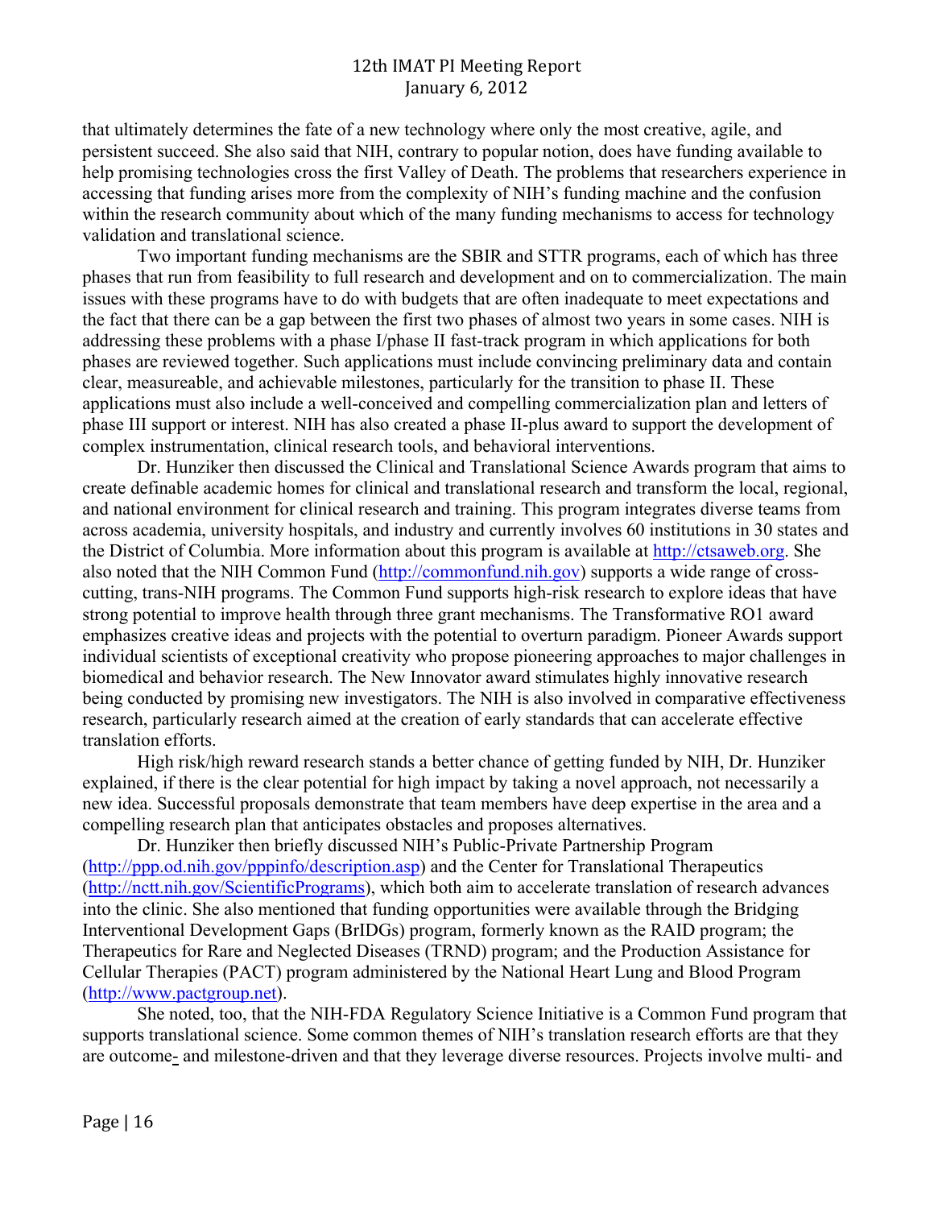that ultimately determines the fate of a new technology where only the most creative, agile, and persistent succeed. She also said that NIH, contrary to popular notion, does have funding available to help promising technologies cross the first Valley of Death. The problems that researchers experience in accessing that funding arises more from the complexity of NIH's funding machine and the confusion within the research community about which of the many funding mechanisms to access for technology validation and translational science.

Two important funding mechanisms are the SBIR and STTR programs, each of which has three phases that run from feasibility to full research and development and on to commercialization. The main issues with these programs have to do with budgets that are often inadequate to meet expectations and the fact that there can be a gap between the first two phases of almost two years in some cases. NIH is addressing these problems with a phase I/phase II fast-track program in which applications for both phases are reviewed together. Such applications must include convincing preliminary data and contain clear, measureable, and achievable milestones, particularly for the transition to phase II. These applications must also include a well-conceived and compelling commercialization plan and letters of phase III support or interest. NIH has also created a phase II-plus award to support the development of complex instrumentation, clinical research tools, and behavioral interventions.

Dr. Hunziker then discussed the Clinical and Translational Science Awards program that aims to create definable academic homes for clinical and translational research and transform the local, regional, and national environment for clinical research and training. This program integrates diverse teams from across academia, university hospitals, and industry and currently involves 60 institutions in 30 states and the District of Columbia. More information about this program is available at [http://ctsaweb.org](http://ctsaweb.org). She also noted that the NIH Common Fund ([http://commonfund.nih.gov](http://commonfund.nih.gov)) supports a wide range of cross-cutting, trans-NIH programs. The Common Fund supports high-risk research to explore ideas that have strong potential to improve health through three grant mechanisms. The Transformative RO1 award emphasizes creative ideas and projects with the potential to overturn paradigm. Pioneer Awards support individual scientists of exceptional creativity who propose pioneering approaches to major challenges in biomedical and behavior research. The New Innovator award stimulates highly innovative research being conducted by promising new investigators. The NIH is also involved in comparative effectiveness research, particularly research aimed at the creation of early standards that can accelerate effective translation efforts.

High risk/high reward research stands a better chance of getting funded by NIH, Dr. Hunziker explained, if there is the clear potential for high impact by taking a novel approach, not necessarily a new idea. Successful proposals demonstrate that team members have deep expertise in the area and a compelling research plan that anticipates obstacles and proposes alternatives.

Dr. Hunziker then briefly discussed NIH's Public-Private Partnership Program ([http://ppp.od.nih.gov/pppinfo/description.asp](http://ppp.od.nih.gov/pppinfo/description.asp)) and the Center for Translational Therapeutics ([http://nctt.nih.gov/ScientificPrograms](http://nctt.nih.gov/ScientificPrograms)), which both aim to accelerate translation of research advances into the clinic. She also mentioned that funding opportunities were available through the Bridging Interventional Development Gaps (BrIDGs) program, formerly known as the RAID program; the Therapeutics for Rare and Neglected Diseases (TRND) program; and the Production Assistance for Cellular Therapies (PACT) program administered by the National Heart Lung and Blood Program ([http://www.pactgroup.net](http://www.pactgroup.net)).

She noted, too, that the NIH-FDA Regulatory Science Initiative is a Common Fund program that supports translational science. Some common themes of NIH's translation research efforts are that they are outcome- and milestone-driven and that they leverage diverse resources. Projects involve multi- and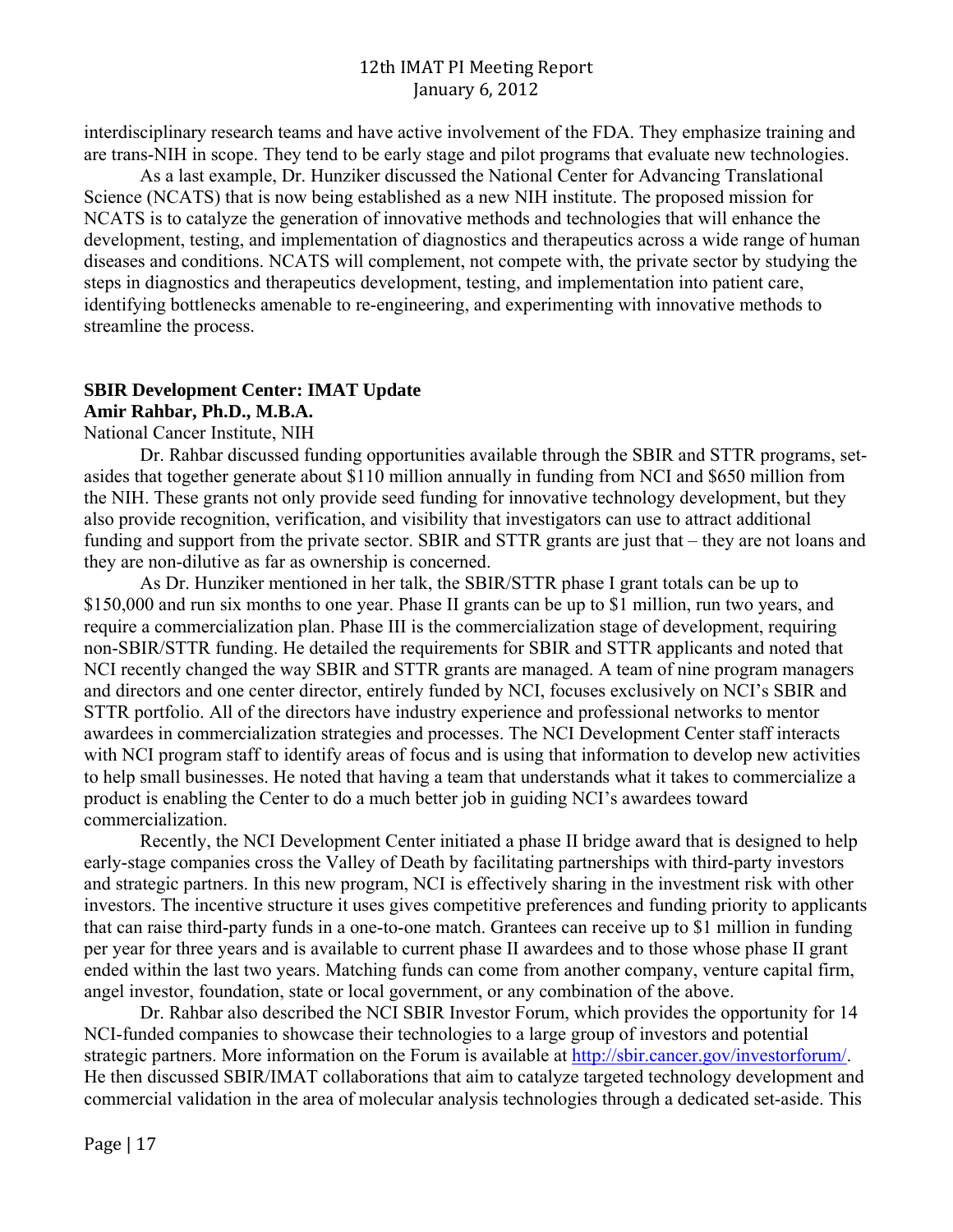interdisciplinary research teams and have active involvement of the FDA. They emphasize training and are trans-NIH in scope. They tend to be early stage and pilot programs that evaluate new technologies.

As a last example, Dr. Hunziker discussed the National Center for Advancing Translational Science (NCATS) that is now being established as a new NIH institute. The proposed mission for NCATS is to catalyze the generation of innovative methods and technologies that will enhance the development, testing, and implementation of diagnostics and therapeutics across a wide range of human diseases and conditions. NCATS will complement, not compete with, the private sector by studying the steps in diagnostics and therapeutics development, testing, and implementation into patient care, identifying bottlenecks amenable to re-engineering, and experimenting with innovative methods to streamline the process.

**SBIR Development Center: IMAT Update**
**Amir Rahbar, Ph.D., M.B.A.**
National Cancer Institute, NIH

Dr. Rahbar discussed funding opportunities available through the SBIR and STTR programs, set-asides that together generate about $110 million annually in funding from NCI and $650 million from the NIH. These grants not only provide seed funding for innovative technology development, but they also provide recognition, verification, and visibility that investigators can use to attract additional funding and support from the private sector. SBIR and STTR grants are just that – they are not loans and they are non-dilutive as far as ownership is concerned.

As Dr. Hunziker mentioned in her talk, the SBIR/STTR phase I grant totals can be up to $150,000 and run six months to one year. Phase II grants can be up to $1 million, run two years, and require a commercialization plan. Phase III is the commercialization stage of development, requiring non-SBIR/STTR funding. He detailed the requirements for SBIR and STTR applicants and noted that NCI recently changed the way SBIR and STTR grants are managed. A team of nine program managers and directors and one center director, entirely funded by NCI, focuses exclusively on NCI's SBIR and STTR portfolio. All of the directors have industry experience and professional networks to mentor awardees in commercialization strategies and processes. The NCI Development Center staff interacts with NCI program staff to identify areas of focus and is using that information to develop new activities to help small businesses. He noted that having a team that understands what it takes to commercialize a product is enabling the Center to do a much better job in guiding NCI's awardees toward commercialization.

Recently, the NCI Development Center initiated a phase II bridge award that is designed to help early-stage companies cross the Valley of Death by facilitating partnerships with third-party investors and strategic partners. In this new program, NCI is effectively sharing in the investment risk with other investors. The incentive structure it uses gives competitive preferences and funding priority to applicants that can raise third-party funds in a one-to-one match. Grantees can receive up to $1 million in funding per year for three years and is available to current phase II awardees and to those whose phase II grant ended within the last two years. Matching funds can come from another company, venture capital firm, angel investor, foundation, state or local government, or any combination of the above.

Dr. Rahbar also described the NCI SBIR Investor Forum, which provides the opportunity for 14 NCI-funded companies to showcase their technologies to a large group of investors and potential strategic partners. More information on the Forum is available at http://sbir.cancer.gov/investorforum/. He then discussed SBIR/IMAT collaborations that aim to catalyze targeted technology development and commercial validation in the area of molecular analysis technologies through a dedicated set-aside. This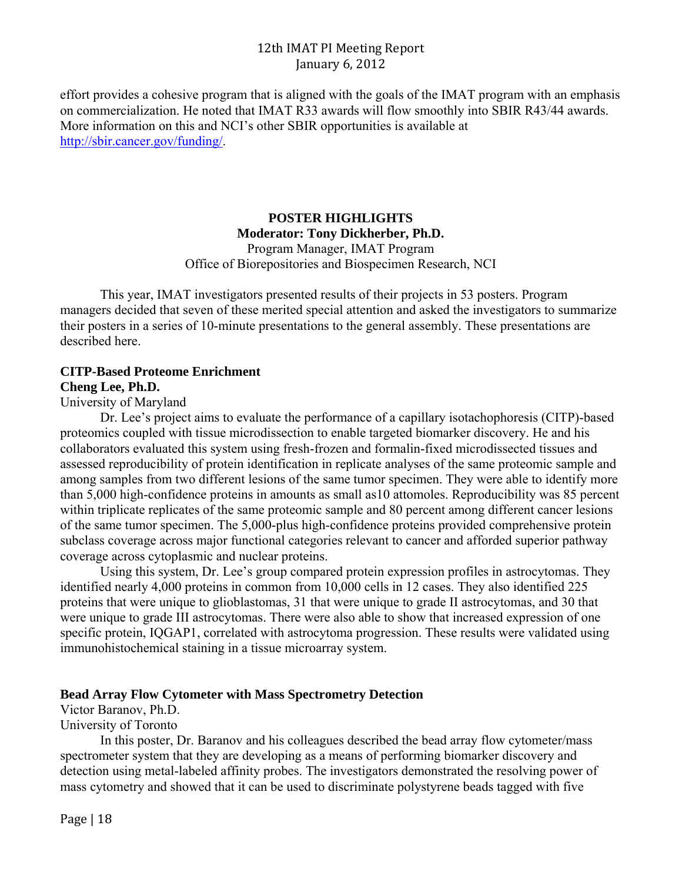effort provides a cohesive program that is aligned with the goals of the IMAT program with an emphasis on commercialization. He noted that IMAT R33 awards will flow smoothly into SBIR R43/44 awards. More information on this and NCI's other SBIR opportunities is available at http://sbir.cancer.gov/funding/.

## POSTER HIGHLIGHTS

**Moderator: Tony Dickherber, Ph.D.**
Program Manager, IMAT Program
Office of Biorepositories and Biospecimen Research, NCI

This year, IMAT investigators presented results of their projects in 53 posters. Program managers decided that seven of these merited special attention and asked the investigators to summarize their posters in a series of 10-minute presentations to the general assembly. These presentations are described here.

### CITP-Based Proteome Enrichment

**Cheng Lee, Ph.D.**
University of Maryland

Dr. Lee's project aims to evaluate the performance of a capillary isotachophoresis (CITP)-based proteomics coupled with tissue microdissection to enable targeted biomarker discovery. He and his collaborators evaluated this system using fresh-frozen and formalin-fixed microdissected tissues and assessed reproducibility of protein identification in replicate analyses of the same proteomic sample and among samples from two different lesions of the same tumor specimen. They were able to identify more than 5,000 high-confidence proteins in amounts as small as10 attomoles. Reproducibility was 85 percent within triplicate replicates of the same proteomic sample and 80 percent among different cancer lesions of the same tumor specimen. The 5,000-plus high-confidence proteins provided comprehensive protein subclass coverage across major functional categories relevant to cancer and afforded superior pathway coverage across cytoplasmic and nuclear proteins.

Using this system, Dr. Lee's group compared protein expression profiles in astrocytomas. They identified nearly 4,000 proteins in common from 10,000 cells in 12 cases. They also identified 225 proteins that were unique to glioblastomas, 31 that were unique to grade II astrocytomas, and 30 that were unique to grade III astrocytomas. There were also able to show that increased expression of one specific protein, IQGAP1, correlated with astrocytoma progression. These results were validated using immunohistochemical staining in a tissue microarray system.

### Bead Array Flow Cytometer with Mass Spectrometry Detection

Victor Baranov, Ph.D.
University of Toronto

In this poster, Dr. Baranov and his colleagues described the bead array flow cytometer/mass spectrometer system that they are developing as a means of performing biomarker discovery and detection using metal-labeled affinity probes. The investigators demonstrated the resolving power of mass cytometry and showed that it can be used to discriminate polystyrene beads tagged with five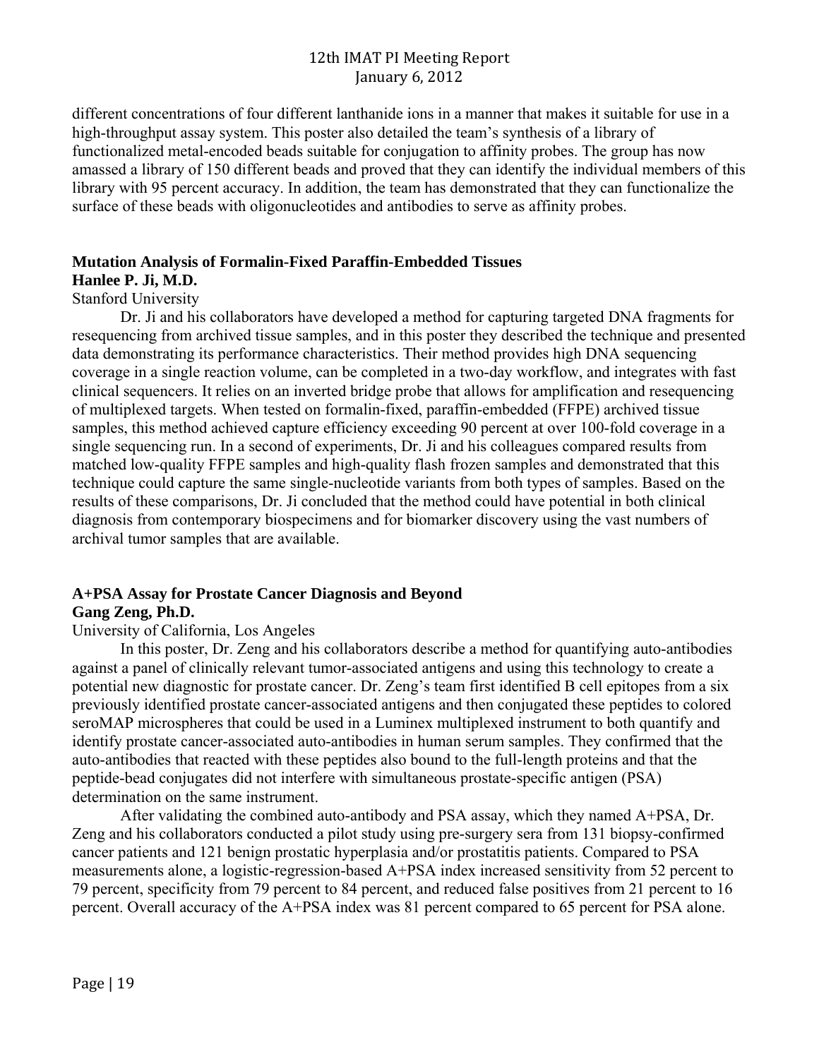different concentrations of four different lanthanide ions in a manner that makes it suitable for use in a high-throughput assay system. This poster also detailed the team's synthesis of a library of functionalized metal-encoded beads suitable for conjugation to affinity probes. The group has now amassed a library of 150 different beads and proved that they can identify the individual members of this library with 95 percent accuracy. In addition, the team has demonstrated that they can functionalize the surface of these beads with oligonucleotides and antibodies to serve as affinity probes.

**Mutation Analysis of Formalin-Fixed Paraffin-Embedded Tissues**
**Hanlee P. Ji, M.D.**
Stanford University

Dr. Ji and his collaborators have developed a method for capturing targeted DNA fragments for resequencing from archived tissue samples, and in this poster they described the technique and presented data demonstrating its performance characteristics. Their method provides high DNA sequencing coverage in a single reaction volume, can be completed in a two-day workflow, and integrates with fast clinical sequencers. It relies on an inverted bridge probe that allows for amplification and resequencing of multiplexed targets. When tested on formalin-fixed, paraffin-embedded (FFPE) archived tissue samples, this method achieved capture efficiency exceeding 90 percent at over 100-fold coverage in a single sequencing run. In a second of experiments, Dr. Ji and his colleagues compared results from matched low-quality FFPE samples and high-quality flash frozen samples and demonstrated that this technique could capture the same single-nucleotide variants from both types of samples. Based on the results of these comparisons, Dr. Ji concluded that the method could have potential in both clinical diagnosis from contemporary biospecimens and for biomarker discovery using the vast numbers of archival tumor samples that are available.

**A+PSA Assay for Prostate Cancer Diagnosis and Beyond**
**Gang Zeng, Ph.D.**
University of California, Los Angeles

In this poster, Dr. Zeng and his collaborators describe a method for quantifying auto-antibodies against a panel of clinically relevant tumor-associated antigens and using this technology to create a potential new diagnostic for prostate cancer. Dr. Zeng's team first identified B cell epitopes from a six previously identified prostate cancer-associated antigens and then conjugated these peptides to colored seroMAP microspheres that could be used in a Luminex multiplexed instrument to both quantify and identify prostate cancer-associated auto-antibodies in human serum samples. They confirmed that the auto-antibodies that reacted with these peptides also bound to the full-length proteins and that the peptide-bead conjugates did not interfere with simultaneous prostate-specific antigen (PSA) determination on the same instrument.

After validating the combined auto-antibody and PSA assay, which they named A+PSA, Dr. Zeng and his collaborators conducted a pilot study using pre-surgery sera from 131 biopsy-confirmed cancer patients and 121 benign prostatic hyperplasia and/or prostatitis patients. Compared to PSA measurements alone, a logistic-regression-based A+PSA index increased sensitivity from 52 percent to 79 percent, specificity from 79 percent to 84 percent, and reduced false positives from 21 percent to 16 percent. Overall accuracy of the A+PSA index was 81 percent compared to 65 percent for PSA alone.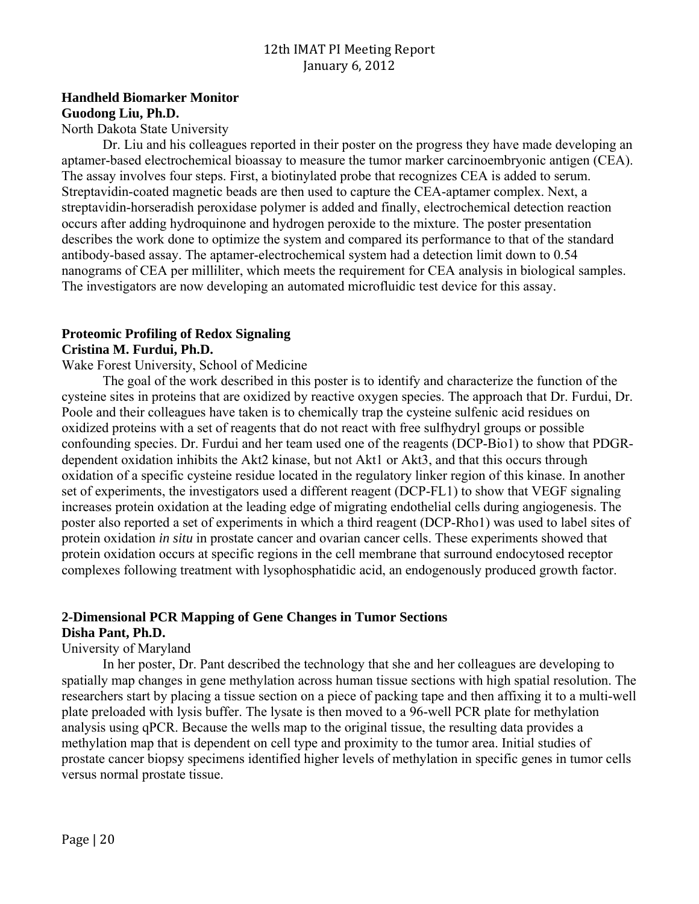**Handheld Biomarker Monitor**
**Guodong Liu, Ph.D.**
North Dakota State University

Dr. Liu and his colleagues reported in their poster on the progress they have made developing an aptamer-based electrochemical bioassay to measure the tumor marker carcinoembryonic antigen (CEA). The assay involves four steps. First, a biotinylated probe that recognizes CEA is added to serum. Streptavidin-coated magnetic beads are then used to capture the CEA-aptamer complex. Next, a streptavidin-horseradish peroxidase polymer is added and finally, electrochemical detection reaction occurs after adding hydroquinone and hydrogen peroxide to the mixture. The poster presentation describes the work done to optimize the system and compared its performance to that of the standard antibody-based assay. The aptamer-electrochemical system had a detection limit down to 0.54 nanograms of CEA per milliliter, which meets the requirement for CEA analysis in biological samples. The investigators are now developing an automated microfluidic test device for this assay.

**Proteomic Profiling of Redox Signaling**
**Cristina M. Furdui, Ph.D.**
Wake Forest University, School of Medicine

The goal of the work described in this poster is to identify and characterize the function of the cysteine sites in proteins that are oxidized by reactive oxygen species. The approach that Dr. Furdui, Dr. Poole and their colleagues have taken is to chemically trap the cysteine sulfenic acid residues on oxidized proteins with a set of reagents that do not react with free sulfhydryl groups or possible confounding species. Dr. Furdui and her team used one of the reagents (DCP-Bio1) to show that PDGR-dependent oxidation inhibits the Akt2 kinase, but not Akt1 or Akt3, and that this occurs through oxidation of a specific cysteine residue located in the regulatory linker region of this kinase. In another set of experiments, the investigators used a different reagent (DCP-FL1) to show that VEGF signaling increases protein oxidation at the leading edge of migrating endothelial cells during angiogenesis. The poster also reported a set of experiments in which a third reagent (DCP-Rho1) was used to label sites of protein oxidation *in situ* in prostate cancer and ovarian cancer cells. These experiments showed that protein oxidation occurs at specific regions in the cell membrane that surround endocytosed receptor complexes following treatment with lysophosphatidic acid, an endogenously produced growth factor.

**2-Dimensional PCR Mapping of Gene Changes in Tumor Sections**
**Disha Pant, Ph.D.**
University of Maryland

In her poster, Dr. Pant described the technology that she and her colleagues are developing to spatially map changes in gene methylation across human tissue sections with high spatial resolution. The researchers start by placing a tissue section on a piece of packing tape and then affixing it to a multi-well plate preloaded with lysis buffer. The lysate is then moved to a 96-well PCR plate for methylation analysis using qPCR. Because the wells map to the original tissue, the resulting data provides a methylation map that is dependent on cell type and proximity to the tumor area. Initial studies of prostate cancer biopsy specimens identified higher levels of methylation in specific genes in tumor cells versus normal prostate tissue.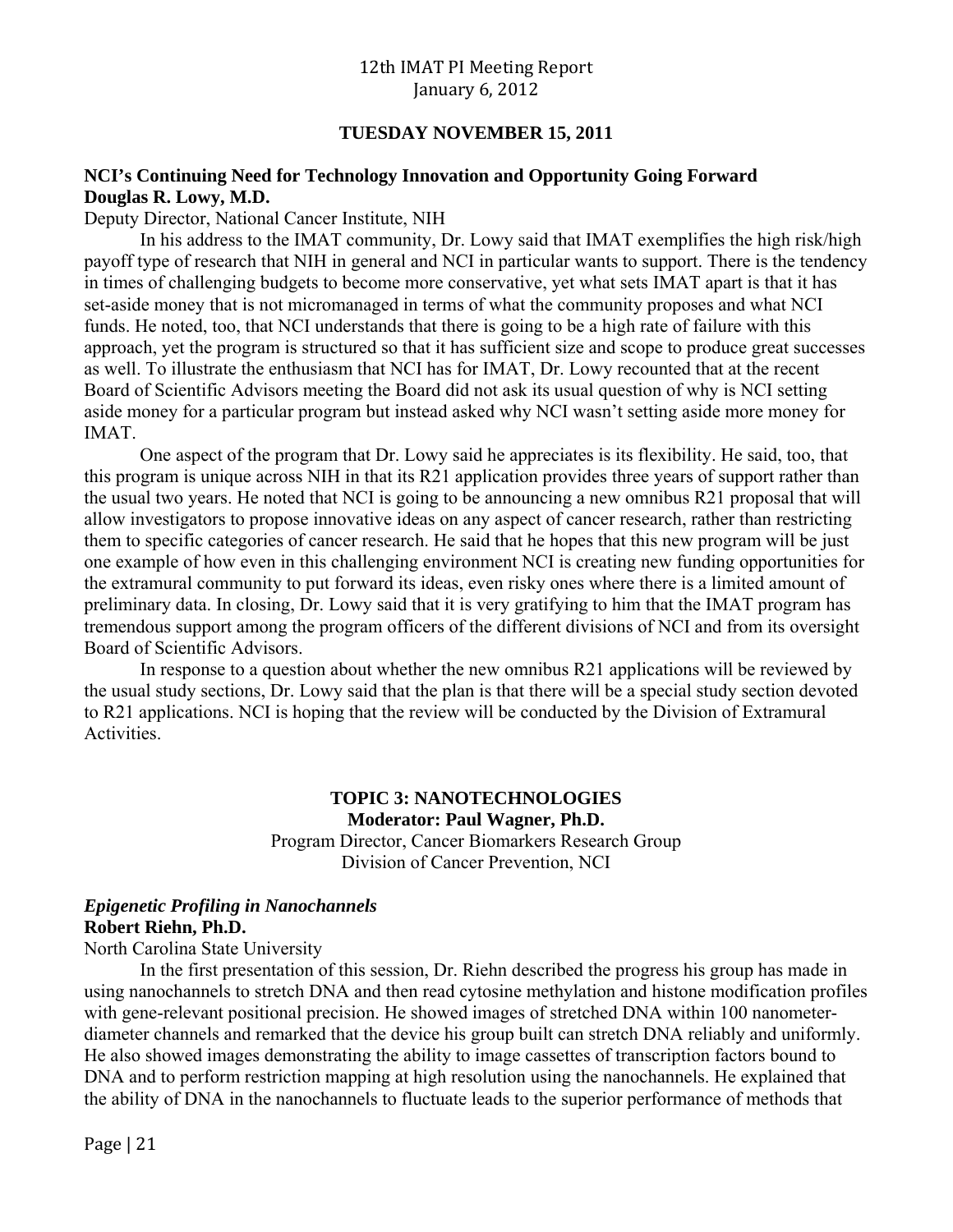**TUESDAY NOVEMBER 15, 2011**

**NCI's Continuing Need for Technology Innovation and Opportunity Going Forward**
**Douglas R. Lowy, M.D.**
Deputy Director, National Cancer Institute, NIH

In his address to the IMAT community, Dr. Lowy said that IMAT exemplifies the high risk/high payoff type of research that NIH in general and NCI in particular wants to support. There is the tendency in times of challenging budgets to become more conservative, yet what sets IMAT apart is that it has set-aside money that is not micromanaged in terms of what the community proposes and what NCI funds. He noted, too, that NCI understands that there is going to be a high rate of failure with this approach, yet the program is structured so that it has sufficient size and scope to produce great successes as well. To illustrate the enthusiasm that NCI has for IMAT, Dr. Lowy recounted that at the recent Board of Scientific Advisors meeting the Board did not ask its usual question of why is NCI setting aside money for a particular program but instead asked why NCI wasn't setting aside more money for IMAT.

One aspect of the program that Dr. Lowy said he appreciates is its flexibility. He said, too, that this program is unique across NIH in that its R21 application provides three years of support rather than the usual two years. He noted that NCI is going to be announcing a new omnibus R21 proposal that will allow investigators to propose innovative ideas on any aspect of cancer research, rather than restricting them to specific categories of cancer research. He said that he hopes that this new program will be just one example of how even in this challenging environment NCI is creating new funding opportunities for the extramural community to put forward its ideas, even risky ones where there is a limited amount of preliminary data. In closing, Dr. Lowy said that it is very gratifying to him that the IMAT program has tremendous support among the program officers of the different divisions of NCI and from its oversight Board of Scientific Advisors.

In response to a question about whether the new omnibus R21 applications will be reviewed by the usual study sections, Dr. Lowy said that the plan is that there will be a special study section devoted to R21 applications. NCI is hoping that the review will be conducted by the Division of Extramural Activities.

## TOPIC 3: NANOTECHNOLOGIES

**Moderator: Paul Wagner, Ph.D.**
Program Director, Cancer Biomarkers Research Group
Division of Cancer Prevention, NCI

***Epigenetic Profiling in Nanochannels***
**Robert Riehn, Ph.D.**
North Carolina State University

In the first presentation of this session, Dr. Riehn described the progress his group has made in using nanochannels to stretch DNA and then read cytosine methylation and histone modification profiles with gene-relevant positional precision. He showed images of stretched DNA within 100 nanometer-diameter channels and remarked that the device his group built can stretch DNA reliably and uniformly. He also showed images demonstrating the ability to image cassettes of transcription factors bound to DNA and to perform restriction mapping at high resolution using the nanochannels. He explained that the ability of DNA in the nanochannels to fluctuate leads to the superior performance of methods that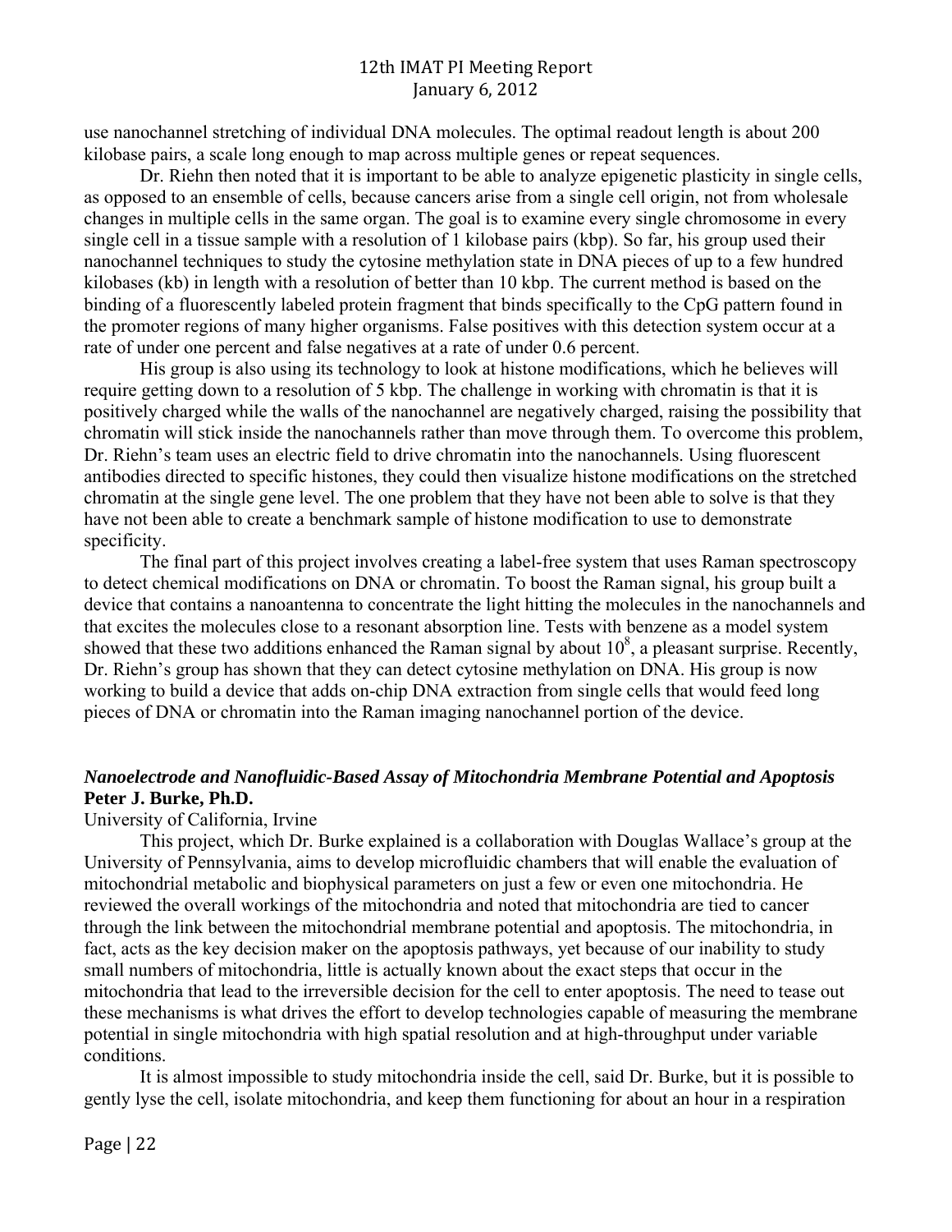use nanochannel stretching of individual DNA molecules. The optimal readout length is about 200 kilobase pairs, a scale long enough to map across multiple genes or repeat sequences.

Dr. Riehn then noted that it is important to be able to analyze epigenetic plasticity in single cells, as opposed to an ensemble of cells, because cancers arise from a single cell origin, not from wholesale changes in multiple cells in the same organ. The goal is to examine every single chromosome in every single cell in a tissue sample with a resolution of 1 kilobase pairs (kbp). So far, his group used their nanochannel techniques to study the cytosine methylation state in DNA pieces of up to a few hundred kilobases (kb) in length with a resolution of better than 10 kbp. The current method is based on the binding of a fluorescently labeled protein fragment that binds specifically to the CpG pattern found in the promoter regions of many higher organisms. False positives with this detection system occur at a rate of under one percent and false negatives at a rate of under 0.6 percent.

His group is also using its technology to look at histone modifications, which he believes will require getting down to a resolution of 5 kbp. The challenge in working with chromatin is that it is positively charged while the walls of the nanochannel are negatively charged, raising the possibility that chromatin will stick inside the nanochannels rather than move through them. To overcome this problem, Dr. Riehn's team uses an electric field to drive chromatin into the nanochannels. Using fluorescent antibodies directed to specific histones, they could then visualize histone modifications on the stretched chromatin at the single gene level. The one problem that they have not been able to solve is that they have not been able to create a benchmark sample of histone modification to use to demonstrate specificity.

The final part of this project involves creating a label-free system that uses Raman spectroscopy to detect chemical modifications on DNA or chromatin. To boost the Raman signal, his group built a device that contains a nanoantenna to concentrate the light hitting the molecules in the nanochannels and that excites the molecules close to a resonant absorption line. Tests with benzene as a model system showed that these two additions enhanced the Raman signal by about $10^8$, a pleasant surprise. Recently, Dr. Riehn's group has shown that they can detect cytosine methylation on DNA. His group is now working to build a device that adds on-chip DNA extraction from single cells that would feed long pieces of DNA or chromatin into the Raman imaging nanochannel portion of the device.

### *Nanoelectrode and Nanofluidic-Based Assay of Mitochondria Membrane Potential and Apoptosis*

**Peter J. Burke, Ph.D.**

University of California, Irvine

This project, which Dr. Burke explained is a collaboration with Douglas Wallace's group at the University of Pennsylvania, aims to develop microfluidic chambers that will enable the evaluation of mitochondrial metabolic and biophysical parameters on just a few or even one mitochondria. He reviewed the overall workings of the mitochondria and noted that mitochondria are tied to cancer through the link between the mitochondrial membrane potential and apoptosis. The mitochondria, in fact, acts as the key decision maker on the apoptosis pathways, yet because of our inability to study small numbers of mitochondria, little is actually known about the exact steps that occur in the mitochondria that lead to the irreversible decision for the cell to enter apoptosis. The need to tease out these mechanisms is what drives the effort to develop technologies capable of measuring the membrane potential in single mitochondria with high spatial resolution and at high-throughput under variable conditions.

It is almost impossible to study mitochondria inside the cell, said Dr. Burke, but it is possible to gently lyse the cell, isolate mitochondria, and keep them functioning for about an hour in a respiration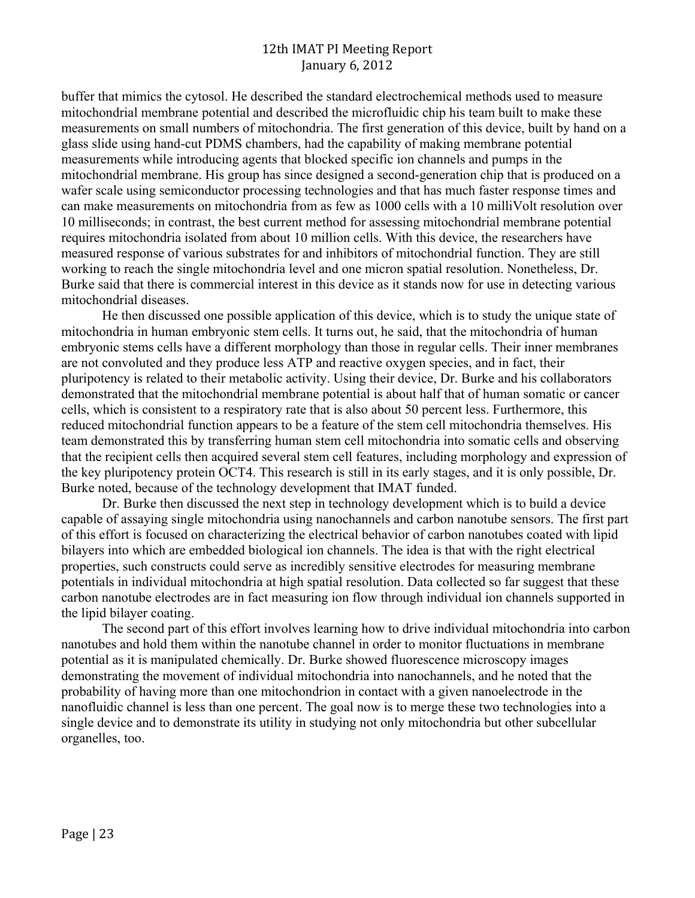buffer that mimics the cytosol. He described the standard electrochemical methods used to measure mitochondrial membrane potential and described the microfluidic chip his team built to make these measurements on small numbers of mitochondria. The first generation of this device, built by hand on a glass slide using hand-cut PDMS chambers, had the capability of making membrane potential measurements while introducing agents that blocked specific ion channels and pumps in the mitochondrial membrane. His group has since designed a second-generation chip that is produced on a wafer scale using semiconductor processing technologies and that has much faster response times and can make measurements on mitochondria from as few as 1000 cells with a 10 milliVolt resolution over 10 milliseconds; in contrast, the best current method for assessing mitochondrial membrane potential requires mitochondria isolated from about 10 million cells. With this device, the researchers have measured response of various substrates for and inhibitors of mitochondrial function. They are still working to reach the single mitochondria level and one micron spatial resolution. Nonetheless, Dr. Burke said that there is commercial interest in this device as it stands now for use in detecting various mitochondrial diseases.

He then discussed one possible application of this device, which is to study the unique state of mitochondria in human embryonic stem cells. It turns out, he said, that the mitochondria of human embryonic stems cells have a different morphology than those in regular cells. Their inner membranes are not convoluted and they produce less ATP and reactive oxygen species, and in fact, their pluripotency is related to their metabolic activity. Using their device, Dr. Burke and his collaborators demonstrated that the mitochondrial membrane potential is about half that of human somatic or cancer cells, which is consistent to a respiratory rate that is also about 50 percent less. Furthermore, this reduced mitochondrial function appears to be a feature of the stem cell mitochondria themselves. His team demonstrated this by transferring human stem cell mitochondria into somatic cells and observing that the recipient cells then acquired several stem cell features, including morphology and expression of the key pluripotency protein OCT4. This research is still in its early stages, and it is only possible, Dr. Burke noted, because of the technology development that IMAT funded.

Dr. Burke then discussed the next step in technology development which is to build a device capable of assaying single mitochondria using nanochannels and carbon nanotube sensors. The first part of this effort is focused on characterizing the electrical behavior of carbon nanotubes coated with lipid bilayers into which are embedded biological ion channels. The idea is that with the right electrical properties, such constructs could serve as incredibly sensitive electrodes for measuring membrane potentials in individual mitochondria at high spatial resolution. Data collected so far suggest that these carbon nanotube electrodes are in fact measuring ion flow through individual ion channels supported in the lipid bilayer coating.

The second part of this effort involves learning how to drive individual mitochondria into carbon nanotubes and hold them within the nanotube channel in order to monitor fluctuations in membrane potential as it is manipulated chemically. Dr. Burke showed fluorescence microscopy images demonstrating the movement of individual mitochondria into nanochannels, and he noted that the probability of having more than one mitochondrion in contact with a given nanoelectrode in the nanofluidic channel is less than one percent. The goal now is to merge these two technologies into a single device and to demonstrate its utility in studying not only mitochondria but other subcellular organelles, too.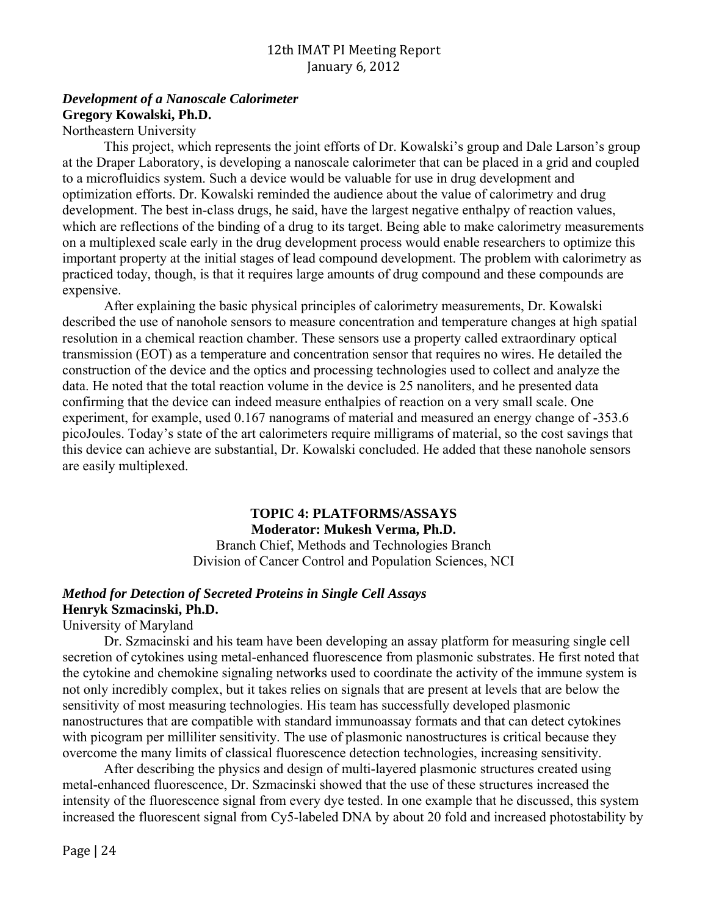### *Development of a Nanoscale Calorimeter*

**Gregory Kowalski, Ph.D.**

Northeastern University

This project, which represents the joint efforts of Dr. Kowalski's group and Dale Larson's group at the Draper Laboratory, is developing a nanoscale calorimeter that can be placed in a grid and coupled to a microfluidics system. Such a device would be valuable for use in drug development and optimization efforts. Dr. Kowalski reminded the audience about the value of calorimetry and drug development. The best in-class drugs, he said, have the largest negative enthalpy of reaction values, which are reflections of the binding of a drug to its target. Being able to make calorimetry measurements on a multiplexed scale early in the drug development process would enable researchers to optimize this important property at the initial stages of lead compound development. The problem with calorimetry as practiced today, though, is that it requires large amounts of drug compound and these compounds are expensive.

After explaining the basic physical principles of calorimetry measurements, Dr. Kowalski described the use of nanohole sensors to measure concentration and temperature changes at high spatial resolution in a chemical reaction chamber. These sensors use a property called extraordinary optical transmission (EOT) as a temperature and concentration sensor that requires no wires. He detailed the construction of the device and the optics and processing technologies used to collect and analyze the data. He noted that the total reaction volume in the device is 25 nanoliters, and he presented data confirming that the device can indeed measure enthalpies of reaction on a very small scale. One experiment, for example, used 0.167 nanograms of material and measured an energy change of -353.6 picoJoules. Today's state of the art calorimeters require milligrams of material, so the cost savings that this device can achieve are substantial, Dr. Kowalski concluded. He added that these nanohole sensors are easily multiplexed.

## TOPIC 4: PLATFORMS/ASSAYS

**Moderator: Mukesh Verma, Ph.D.**

Branch Chief, Methods and Technologies Branch
Division of Cancer Control and Population Sciences, NCI

### *Method for Detection of Secreted Proteins in Single Cell Assays*

**Henryk Szmacinski, Ph.D.**

University of Maryland

Dr. Szmacinski and his team have been developing an assay platform for measuring single cell secretion of cytokines using metal-enhanced fluorescence from plasmonic substrates. He first noted that the cytokine and chemokine signaling networks used to coordinate the activity of the immune system is not only incredibly complex, but it takes relies on signals that are present at levels that are below the sensitivity of most measuring technologies. His team has successfully developed plasmonic nanostructures that are compatible with standard immunoassay formats and that can detect cytokines with picogram per milliliter sensitivity. The use of plasmonic nanostructures is critical because they overcome the many limits of classical fluorescence detection technologies, increasing sensitivity.

After describing the physics and design of multi-layered plasmonic structures created using metal-enhanced fluorescence, Dr. Szmacinski showed that the use of these structures increased the intensity of the fluorescence signal from every dye tested. In one example that he discussed, this system increased the fluorescent signal from Cy5-labeled DNA by about 20 fold and increased photostability by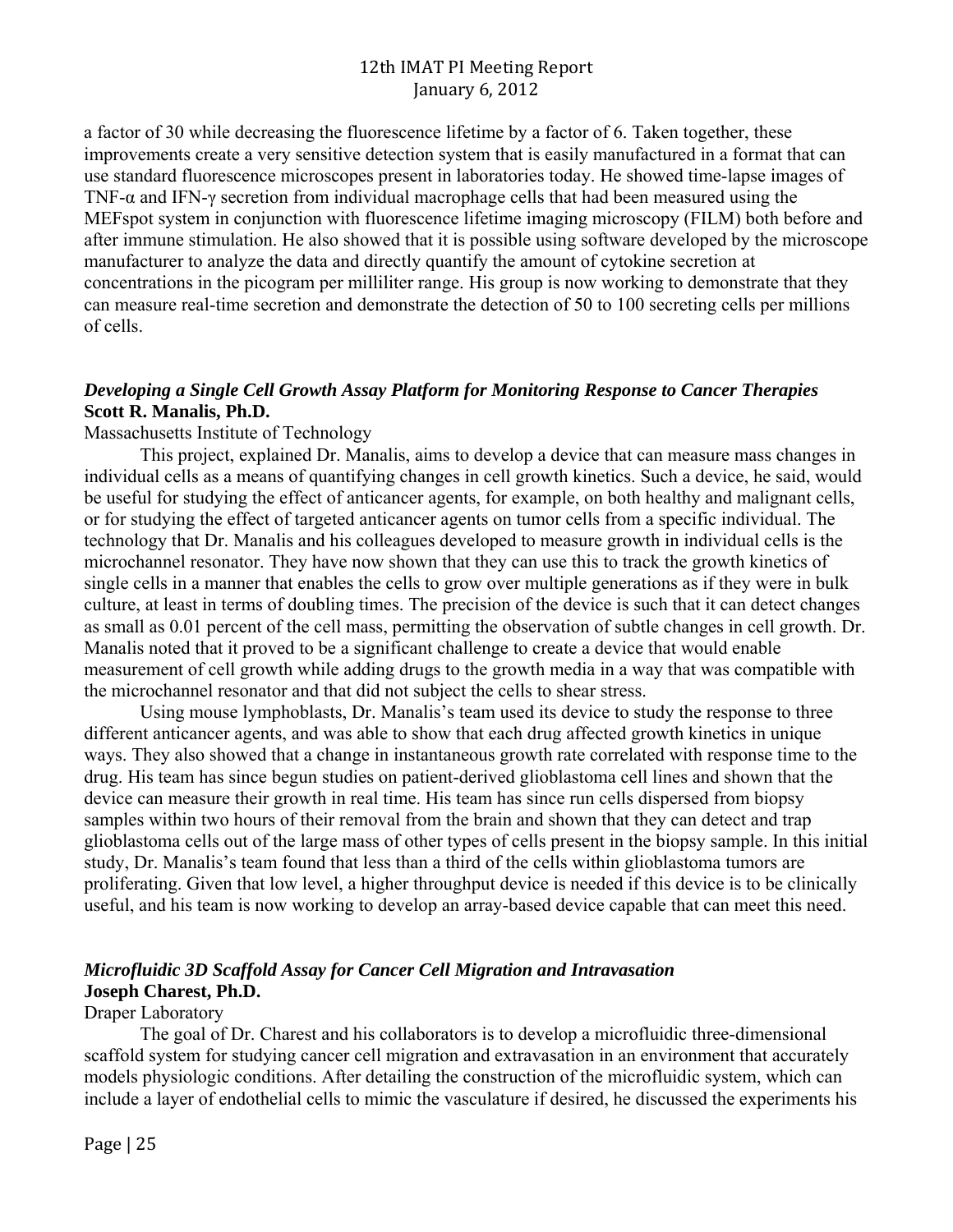a factor of 30 while decreasing the fluorescence lifetime by a factor of 6. Taken together, these improvements create a very sensitive detection system that is easily manufactured in a format that can use standard fluorescence microscopes present in laboratories today. He showed time-lapse images of TNF-α and IFN-γ secretion from individual macrophage cells that had been measured using the MEFspot system in conjunction with fluorescence lifetime imaging microscopy (FILM) both before and after immune stimulation. He also showed that it is possible using software developed by the microscope manufacturer to analyze the data and directly quantify the amount of cytokine secretion at concentrations in the picogram per milliliter range. His group is now working to demonstrate that they can measure real-time secretion and demonstrate the detection of 50 to 100 secreting cells per millions of cells.

### *Developing a Single Cell Growth Assay Platform for Monitoring Response to Cancer Therapies*

**Scott R. Manalis, Ph.D.**

Massachusetts Institute of Technology

This project, explained Dr. Manalis, aims to develop a device that can measure mass changes in individual cells as a means of quantifying changes in cell growth kinetics. Such a device, he said, would be useful for studying the effect of anticancer agents, for example, on both healthy and malignant cells, or for studying the effect of targeted anticancer agents on tumor cells from a specific individual. The technology that Dr. Manalis and his colleagues developed to measure growth in individual cells is the microchannel resonator. They have now shown that they can use this to track the growth kinetics of single cells in a manner that enables the cells to grow over multiple generations as if they were in bulk culture, at least in terms of doubling times. The precision of the device is such that it can detect changes as small as 0.01 percent of the cell mass, permitting the observation of subtle changes in cell growth. Dr. Manalis noted that it proved to be a significant challenge to create a device that would enable measurement of cell growth while adding drugs to the growth media in a way that was compatible with the microchannel resonator and that did not subject the cells to shear stress.

Using mouse lymphoblasts, Dr. Manalis's team used its device to study the response to three different anticancer agents, and was able to show that each drug affected growth kinetics in unique ways. They also showed that a change in instantaneous growth rate correlated with response time to the drug. His team has since begun studies on patient-derived glioblastoma cell lines and shown that the device can measure their growth in real time. His team has since run cells dispersed from biopsy samples within two hours of their removal from the brain and shown that they can detect and trap glioblastoma cells out of the large mass of other types of cells present in the biopsy sample. In this initial study, Dr. Manalis's team found that less than a third of the cells within glioblastoma tumors are proliferating. Given that low level, a higher throughput device is needed if this device is to be clinically useful, and his team is now working to develop an array-based device capable that can meet this need.

### *Microfluidic 3D Scaffold Assay for Cancer Cell Migration and Intravasation*

**Joseph Charest, Ph.D.**

Draper Laboratory

The goal of Dr. Charest and his collaborators is to develop a microfluidic three-dimensional scaffold system for studying cancer cell migration and extravasation in an environment that accurately models physiologic conditions. After detailing the construction of the microfluidic system, which can include a layer of endothelial cells to mimic the vasculature if desired, he discussed the experiments his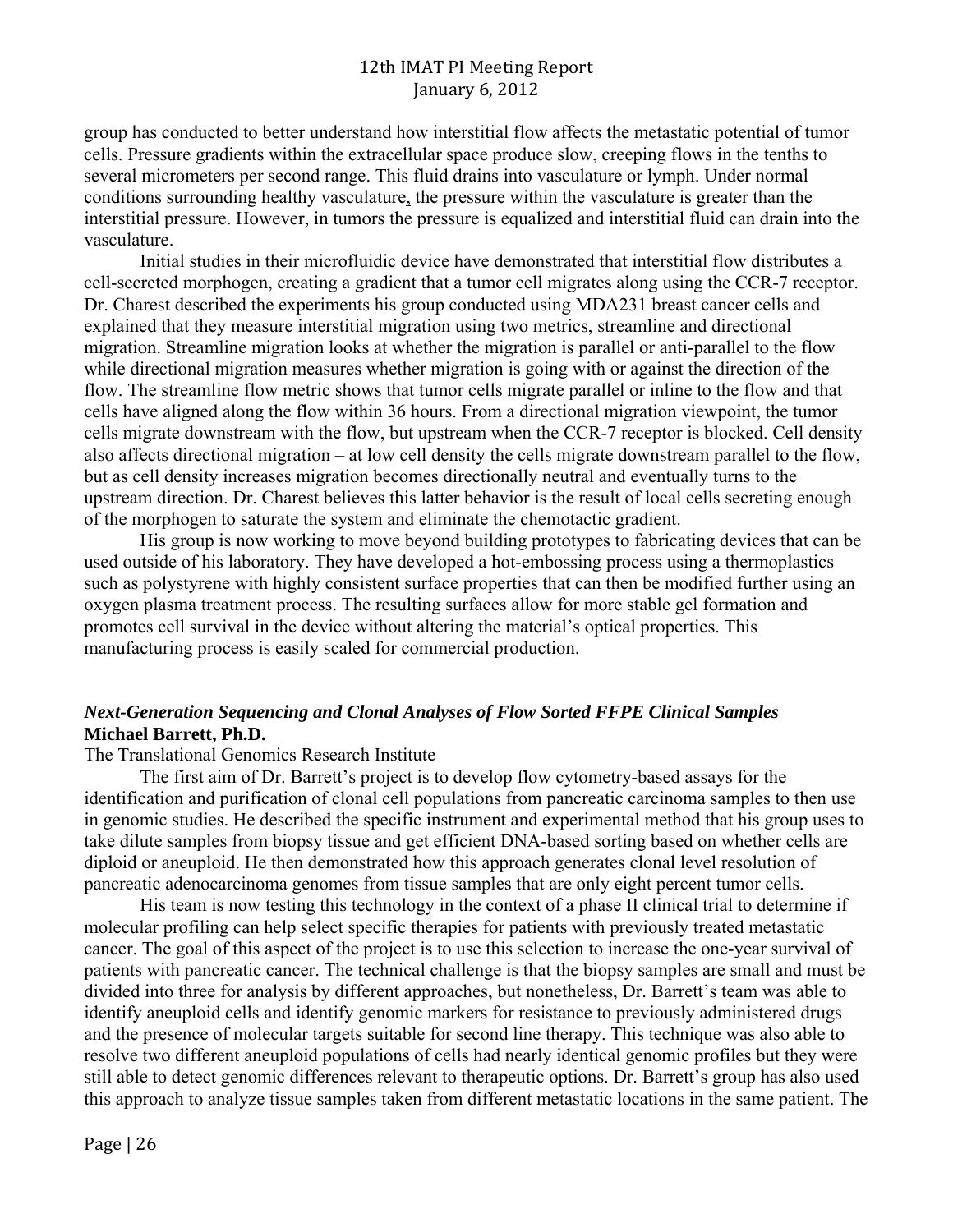group has conducted to better understand how interstitial flow affects the metastatic potential of tumor cells. Pressure gradients within the extracellular space produce slow, creeping flows in the tenths to several micrometers per second range. This fluid drains into vasculature or lymph. Under normal conditions surrounding healthy vasculature, the pressure within the vasculature is greater than the interstitial pressure. However, in tumors the pressure is equalized and interstitial fluid can drain into the vasculature.

Initial studies in their microfluidic device have demonstrated that interstitial flow distributes a cell-secreted morphogen, creating a gradient that a tumor cell migrates along using the CCR-7 receptor. Dr. Charest described the experiments his group conducted using MDA231 breast cancer cells and explained that they measure interstitial migration using two metrics, streamline and directional migration. Streamline migration looks at whether the migration is parallel or anti-parallel to the flow while directional migration measures whether migration is going with or against the direction of the flow. The streamline flow metric shows that tumor cells migrate parallel or inline to the flow and that cells have aligned along the flow within 36 hours. From a directional migration viewpoint, the tumor cells migrate downstream with the flow, but upstream when the CCR-7 receptor is blocked. Cell density also affects directional migration – at low cell density the cells migrate downstream parallel to the flow, but as cell density increases migration becomes directionally neutral and eventually turns to the upstream direction. Dr. Charest believes this latter behavior is the result of local cells secreting enough of the morphogen to saturate the system and eliminate the chemotactic gradient.

His group is now working to move beyond building prototypes to fabricating devices that can be used outside of his laboratory. They have developed a hot-embossing process using a thermoplastics such as polystyrene with highly consistent surface properties that can then be modified further using an oxygen plasma treatment process. The resulting surfaces allow for more stable gel formation and promotes cell survival in the device without altering the material's optical properties. This manufacturing process is easily scaled for commercial production.

### *Next-Generation Sequencing and Clonal Analyses of Flow Sorted FFPE Clinical Samples*
**Michael Barrett, Ph.D.**

The Translational Genomics Research Institute

The first aim of Dr. Barrett's project is to develop flow cytometry-based assays for the identification and purification of clonal cell populations from pancreatic carcinoma samples to then use in genomic studies. He described the specific instrument and experimental method that his group uses to take dilute samples from biopsy tissue and get efficient DNA-based sorting based on whether cells are diploid or aneuploid. He then demonstrated how this approach generates clonal level resolution of pancreatic adenocarcinoma genomes from tissue samples that are only eight percent tumor cells.

His team is now testing this technology in the context of a phase II clinical trial to determine if molecular profiling can help select specific therapies for patients with previously treated metastatic cancer. The goal of this aspect of the project is to use this selection to increase the one-year survival of patients with pancreatic cancer. The technical challenge is that the biopsy samples are small and must be divided into three for analysis by different approaches, but nonetheless, Dr. Barrett's team was able to identify aneuploid cells and identify genomic markers for resistance to previously administered drugs and the presence of molecular targets suitable for second line therapy. This technique was also able to resolve two different aneuploid populations of cells had nearly identical genomic profiles but they were still able to detect genomic differences relevant to therapeutic options. Dr. Barrett's group has also used this approach to analyze tissue samples taken from different metastatic locations in the same patient. The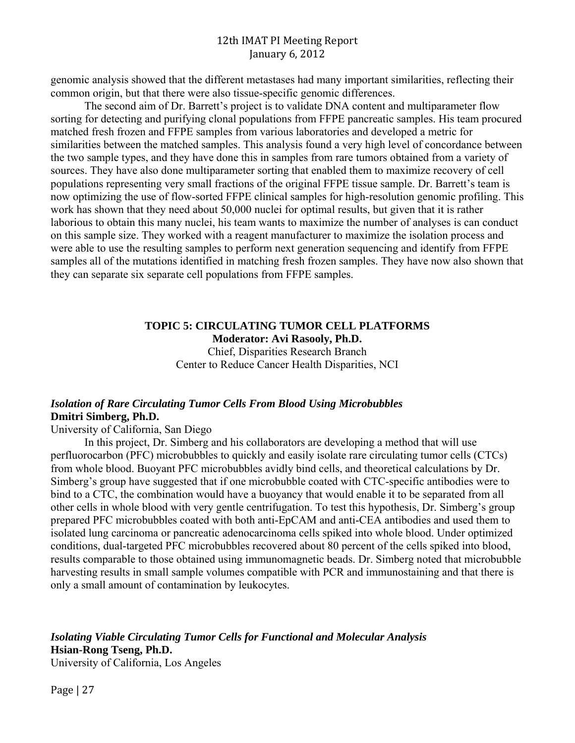genomic analysis showed that the different metastases had many important similarities, reflecting their common origin, but that there were also tissue-specific genomic differences.

The second aim of Dr. Barrett's project is to validate DNA content and multiparameter flow sorting for detecting and purifying clonal populations from FFPE pancreatic samples. His team procured matched fresh frozen and FFPE samples from various laboratories and developed a metric for similarities between the matched samples. This analysis found a very high level of concordance between the two sample types, and they have done this in samples from rare tumors obtained from a variety of sources. They have also done multiparameter sorting that enabled them to maximize recovery of cell populations representing very small fractions of the original FFPE tissue sample. Dr. Barrett's team is now optimizing the use of flow-sorted FFPE clinical samples for high-resolution genomic profiling. This work has shown that they need about 50,000 nuclei for optimal results, but given that it is rather laborious to obtain this many nuclei, his team wants to maximize the number of analyses is can conduct on this sample size. They worked with a reagent manufacturer to maximize the isolation process and were able to use the resulting samples to perform next generation sequencing and identify from FFPE samples all of the mutations identified in matching fresh frozen samples. They have now also shown that they can separate six separate cell populations from FFPE samples.

## TOPIC 5: CIRCULATING TUMOR CELL PLATFORMS

**Moderator: Avi Rasooly, Ph.D.**
Chief, Disparities Research Branch
Center to Reduce Cancer Health Disparities, NCI

### *Isolation of Rare Circulating Tumor Cells From Blood Using Microbubbles*

**Dmitri Simberg, Ph.D.**
University of California, San Diego

In this project, Dr. Simberg and his collaborators are developing a method that will use perfluorocarbon (PFC) microbubbles to quickly and easily isolate rare circulating tumor cells (CTCs) from whole blood. Buoyant PFC microbubbles avidly bind cells, and theoretical calculations by Dr. Simberg's group have suggested that if one microbubble coated with CTC-specific antibodies were to bind to a CTC, the combination would have a buoyancy that would enable it to be separated from all other cells in whole blood with very gentle centrifugation. To test this hypothesis, Dr. Simberg's group prepared PFC microbubbles coated with both anti-EpCAM and anti-CEA antibodies and used them to isolated lung carcinoma or pancreatic adenocarcinoma cells spiked into whole blood. Under optimized conditions, dual-targeted PFC microbubbles recovered about 80 percent of the cells spiked into blood, results comparable to those obtained using immunomagnetic beads. Dr. Simberg noted that microbubble harvesting results in small sample volumes compatible with PCR and immunostaining and that there is only a small amount of contamination by leukocytes.

### *Isolating Viable Circulating Tumor Cells for Functional and Molecular Analysis*

**Hsian-Rong Tseng, Ph.D.**
University of California, Los Angeles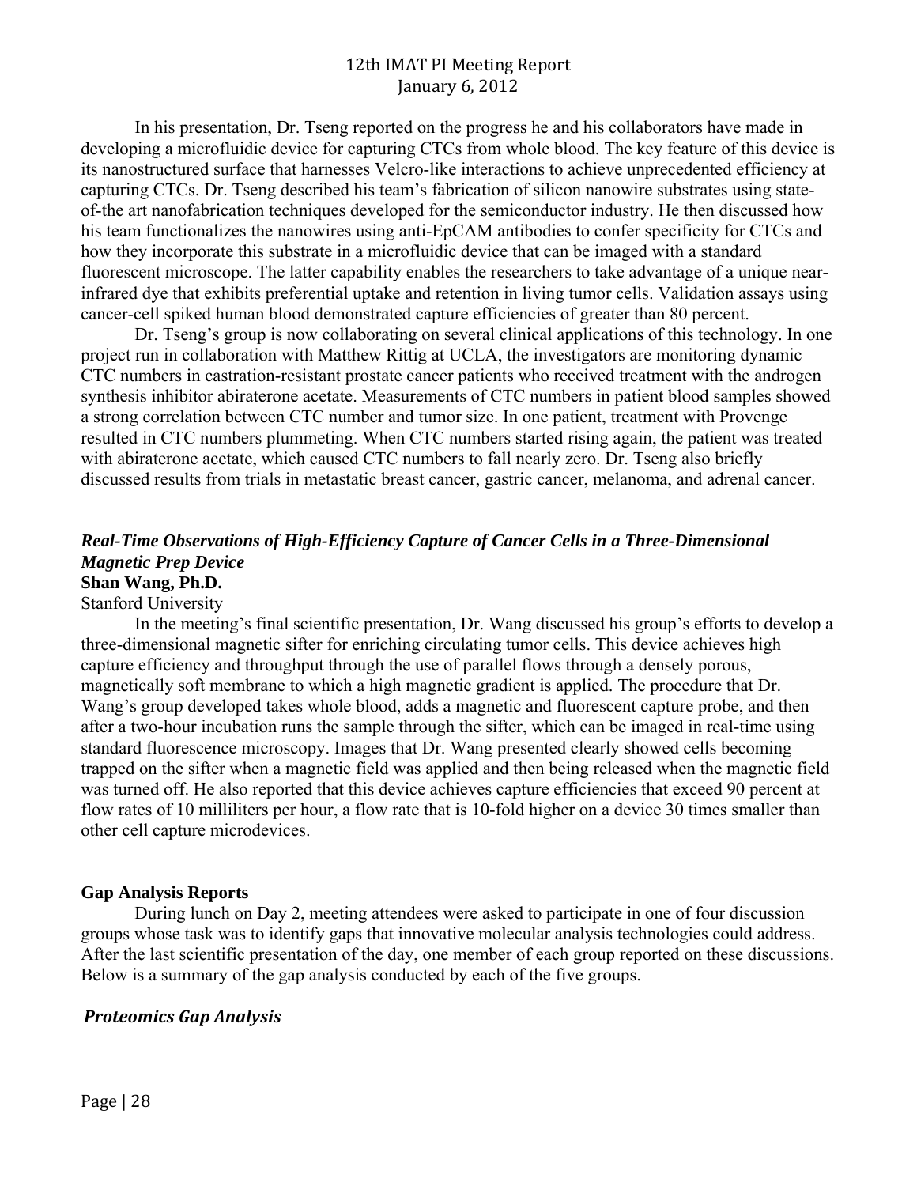In his presentation, Dr. Tseng reported on the progress he and his collaborators have made in developing a microfluidic device for capturing CTCs from whole blood. The key feature of this device is its nanostructured surface that harnesses Velcro-like interactions to achieve unprecedented efficiency at capturing CTCs. Dr. Tseng described his team's fabrication of silicon nanowire substrates using state-of-the art nanofabrication techniques developed for the semiconductor industry. He then discussed how his team functionalizes the nanowires using anti-EpCAM antibodies to confer specificity for CTCs and how they incorporate this substrate in a microfluidic device that can be imaged with a standard fluorescent microscope. The latter capability enables the researchers to take advantage of a unique near-infrared dye that exhibits preferential uptake and retention in living tumor cells. Validation assays using cancer-cell spiked human blood demonstrated capture efficiencies of greater than 80 percent.

Dr. Tseng's group is now collaborating on several clinical applications of this technology. In one project run in collaboration with Matthew Rittig at UCLA, the investigators are monitoring dynamic CTC numbers in castration-resistant prostate cancer patients who received treatment with the androgen synthesis inhibitor abiraterone acetate. Measurements of CTC numbers in patient blood samples showed a strong correlation between CTC number and tumor size. In one patient, treatment with Provenge resulted in CTC numbers plummeting. When CTC numbers started rising again, the patient was treated with abiraterone acetate, which caused CTC numbers to fall nearly zero. Dr. Tseng also briefly discussed results from trials in metastatic breast cancer, gastric cancer, melanoma, and adrenal cancer.

### *Real-Time Observations of High-Efficiency Capture of Cancer Cells in a Three-Dimensional Magnetic Prep Device*

**Shan Wang, Ph.D.**

Stanford University

In the meeting's final scientific presentation, Dr. Wang discussed his group's efforts to develop a three-dimensional magnetic sifter for enriching circulating tumor cells. This device achieves high capture efficiency and throughput through the use of parallel flows through a densely porous, magnetically soft membrane to which a high magnetic gradient is applied. The procedure that Dr. Wang's group developed takes whole blood, adds a magnetic and fluorescent capture probe, and then after a two-hour incubation runs the sample through the sifter, which can be imaged in real-time using standard fluorescence microscopy. Images that Dr. Wang presented clearly showed cells becoming trapped on the sifter when a magnetic field was applied and then being released when the magnetic field was turned off. He also reported that this device achieves capture efficiencies that exceed 90 percent at flow rates of 10 milliliters per hour, a flow rate that is 10-fold higher on a device 30 times smaller than other cell capture microdevices.

## Gap Analysis Reports

During lunch on Day 2, meeting attendees were asked to participate in one of four discussion groups whose task was to identify gaps that innovative molecular analysis technologies could address. After the last scientific presentation of the day, one member of each group reported on these discussions. Below is a summary of the gap analysis conducted by each of the five groups.

### *Proteomics Gap Analysis*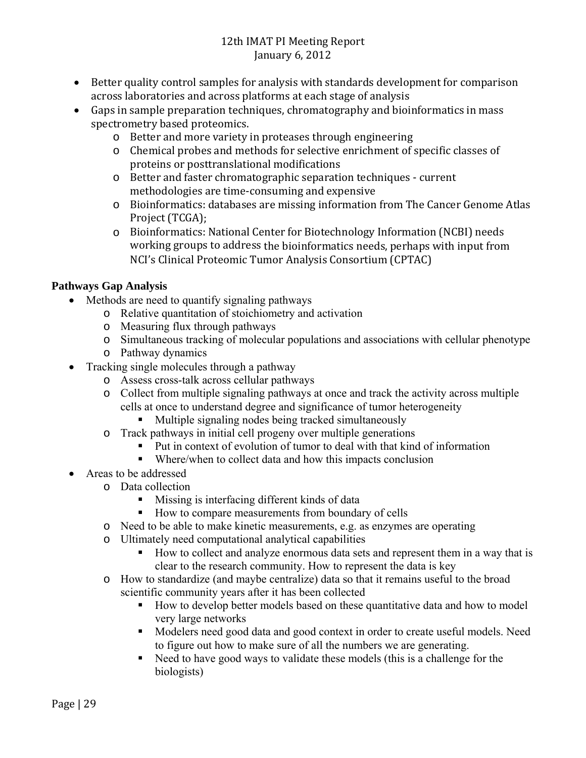- Better quality control samples for analysis with standards development for comparison across laboratories and across platforms at each stage of analysis
- Gaps in sample preparation techniques, chromatography and bioinformatics in mass spectrometry based proteomics.
  - Better and more variety in proteases through engineering
  - Chemical probes and methods for selective enrichment of specific classes of proteins or posttranslational modifications
  - Better and faster chromatographic separation techniques - current methodologies are time-consuming and expensive
  - Bioinformatics: databases are missing information from The Cancer Genome Atlas Project (TCGA);
  - Bioinformatics: National Center for Biotechnology Information (NCBI) needs working groups to address the bioinformatics needs, perhaps with input from NCI's Clinical Proteomic Tumor Analysis Consortium (CPTAC)

**Pathways Gap Analysis**

- Methods are need to quantify signaling pathways
  - Relative quantitation of stoichiometry and activation
  - Measuring flux through pathways
  - Simultaneous tracking of molecular populations and associations with cellular phenotype
  - Pathway dynamics
- Tracking single molecules through a pathway
  - Assess cross-talk across cellular pathways
  - Collect from multiple signaling pathways at once and track the activity across multiple cells at once to understand degree and significance of tumor heterogeneity
    - Multiple signaling nodes being tracked simultaneously
  - Track pathways in initial cell progeny over multiple generations
    - Put in context of evolution of tumor to deal with that kind of information
    - Where/when to collect data and how this impacts conclusion
- Areas to be addressed
  - Data collection
    - Missing is interfacing different kinds of data
    - How to compare measurements from boundary of cells
  - Need to be able to make kinetic measurements, e.g. as enzymes are operating
  - Ultimately need computational analytical capabilities
    - How to collect and analyze enormous data sets and represent them in a way that is clear to the research community. How to represent the data is key
  - How to standardize (and maybe centralize) data so that it remains useful to the broad scientific community years after it has been collected
    - How to develop better models based on these quantitative data and how to model very large networks
    - Modelers need good data and good context in order to create useful models. Need to figure out how to make sure of all the numbers we are generating.
    - Need to have good ways to validate these models (this is a challenge for the biologists)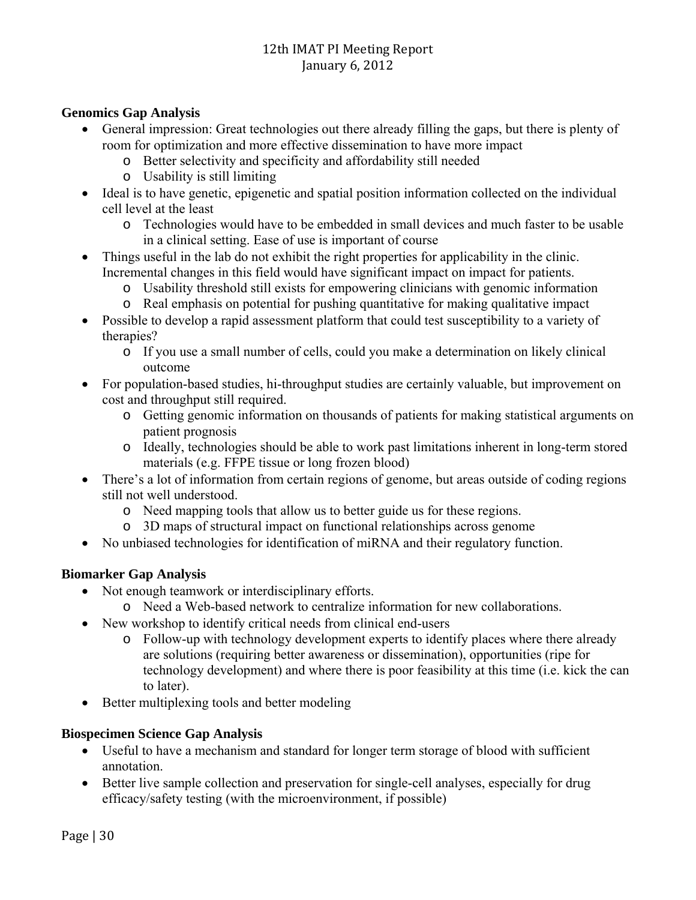## Genomics Gap Analysis

- General impression: Great technologies out there already filling the gaps, but there is plenty of room for optimization and more effective dissemination to have more impact
  - Better selectivity and specificity and affordability still needed
  - Usability is still limiting
- Ideal is to have genetic, epigenetic and spatial position information collected on the individual cell level at the least
  - Technologies would have to be embedded in small devices and much faster to be usable in a clinical setting. Ease of use is important of course
- Things useful in the lab do not exhibit the right properties for applicability in the clinic. Incremental changes in this field would have significant impact on impact for patients.
  - Usability threshold still exists for empowering clinicians with genomic information
  - Real emphasis on potential for pushing quantitative for making qualitative impact
- Possible to develop a rapid assessment platform that could test susceptibility to a variety of therapies?
  - If you use a small number of cells, could you make a determination on likely clinical outcome
- For population-based studies, hi-throughput studies are certainly valuable, but improvement on cost and throughput still required.
  - Getting genomic information on thousands of patients for making statistical arguments on patient prognosis
  - Ideally, technologies should be able to work past limitations inherent in long-term stored materials (e.g. FFPE tissue or long frozen blood)
- There's a lot of information from certain regions of genome, but areas outside of coding regions still not well understood.
  - Need mapping tools that allow us to better guide us for these regions.
  - 3D maps of structural impact on functional relationships across genome
- No unbiased technologies for identification of miRNA and their regulatory function.

## Biomarker Gap Analysis

- Not enough teamwork or interdisciplinary efforts.
  - Need a Web-based network to centralize information for new collaborations.
- New workshop to identify critical needs from clinical end-users
  - Follow-up with technology development experts to identify places where there already are solutions (requiring better awareness or dissemination), opportunities (ripe for technology development) and where there is poor feasibility at this time (i.e. kick the can to later).
- Better multiplexing tools and better modeling

## Biospecimen Science Gap Analysis

- Useful to have a mechanism and standard for longer term storage of blood with sufficient annotation.
- Better live sample collection and preservation for single-cell analyses, especially for drug efficacy/safety testing (with the microenvironment, if possible)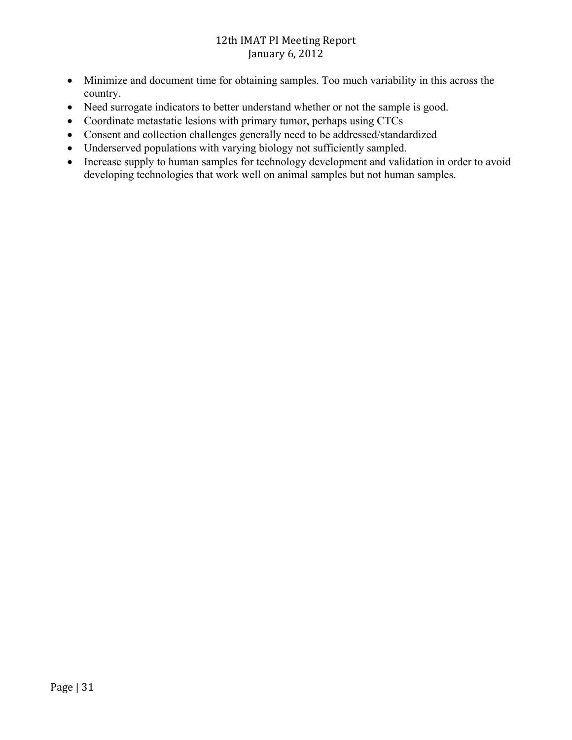- Minimize and document time for obtaining samples. Too much variability in this across the country.
- Need surrogate indicators to better understand whether or not the sample is good.
- Coordinate metastatic lesions with primary tumor, perhaps using CTCs
- Consent and collection challenges generally need to be addressed/standardized
- Underserved populations with varying biology not sufficiently sampled.
- Increase supply to human samples for technology development and validation in order to avoid developing technologies that work well on animal samples but not human samples.